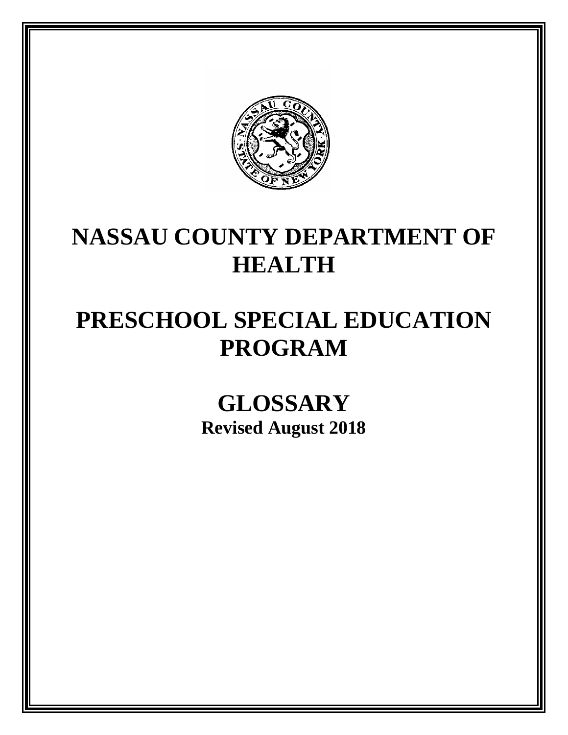# NASSAU COUNTY DEPARTMENT OF HEALTH

# PRESCHOOL SPECIAL EDUCATION PROGRAM

# GLOSSARY

**Revised August 2018**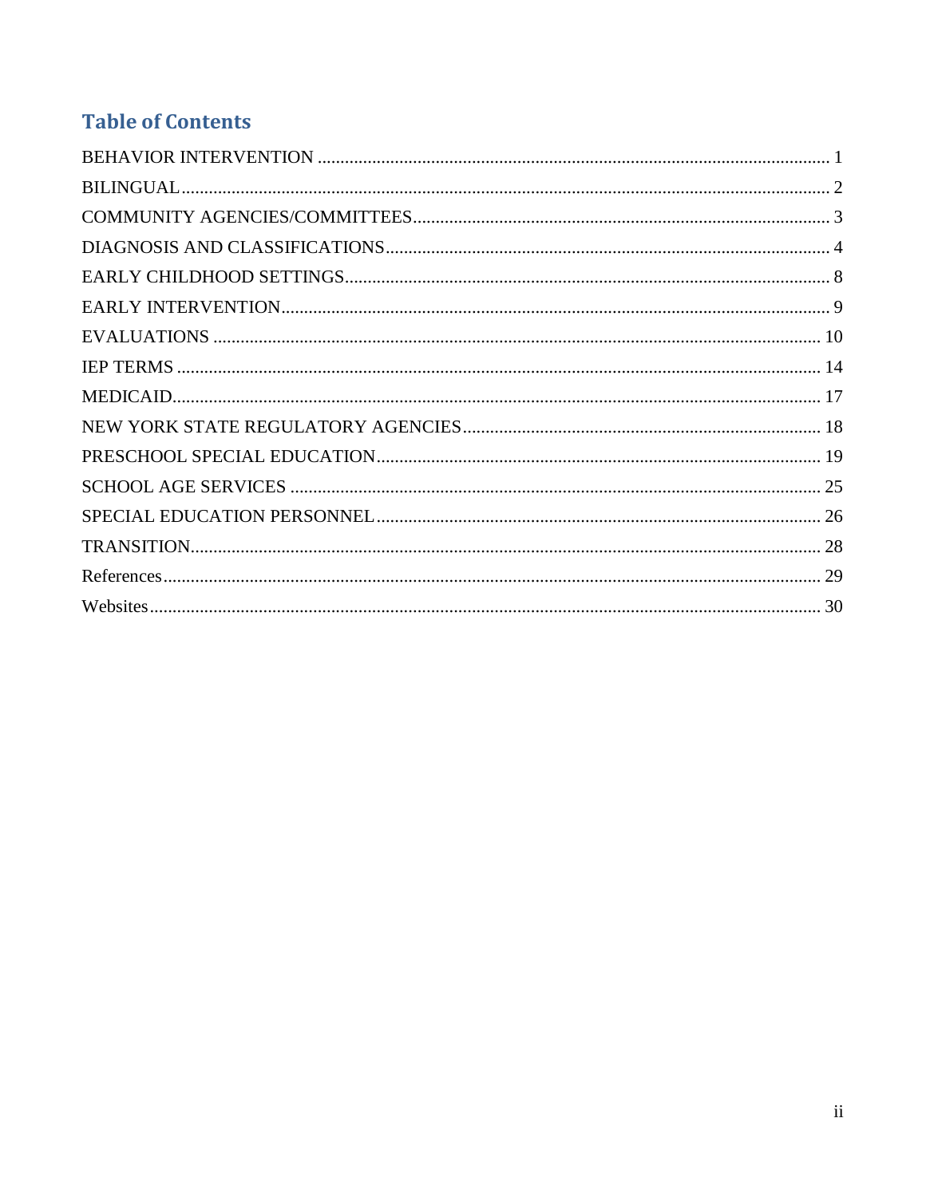# Table of Contents

BEHAVIOR INTERVENTION ........ 1
BILINGUAL ........ 2
COMMUNITY AGENCIES/COMMITTEES ........ 3
DIAGNOSIS AND CLASSIFICATIONS ........ 4
EARLY CHILDHOOD SETTINGS ........ 8
EARLY INTERVENTION ........ 9
EVALUATIONS ........ 10
IEP TERMS ........ 14
MEDICAID ........ 17
NEW YORK STATE REGULATORY AGENCIES ........ 18
PRESCHOOL SPECIAL EDUCATION ........ 19
SCHOOL AGE SERVICES ........ 25
SPECIAL EDUCATION PERSONNEL ........ 26
TRANSITION ........ 28
References ........ 29
Websites ........ 30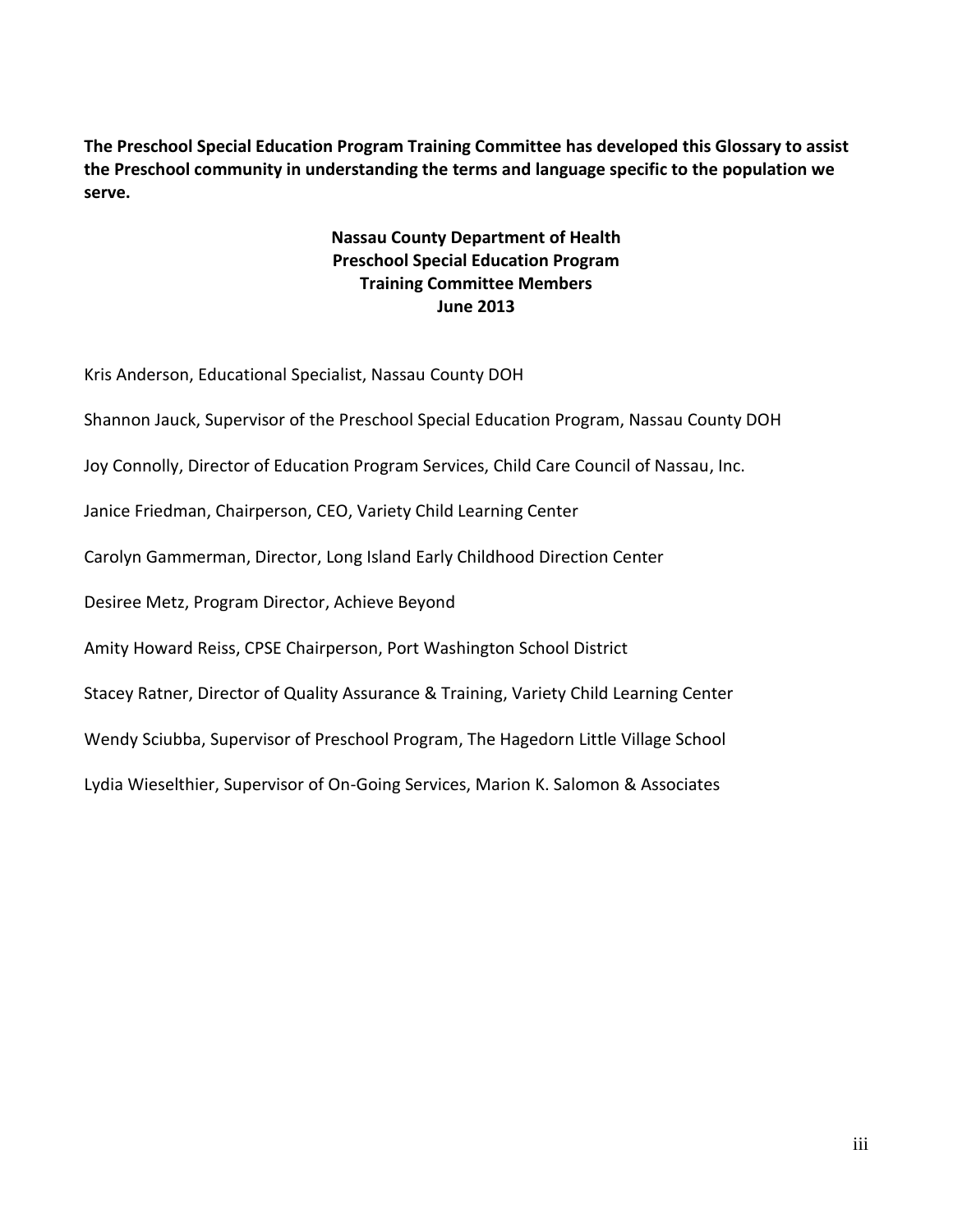**The Preschool Special Education Program Training Committee has developed this Glossary to assist the Preschool community in understanding the terms and language specific to the population we serve.**

**Nassau County Department of Health**
**Preschool Special Education Program**
**Training Committee Members**
**June 2013**

Kris Anderson, Educational Specialist, Nassau County DOH

Shannon Jauck, Supervisor of the Preschool Special Education Program, Nassau County DOH

Joy Connolly, Director of Education Program Services, Child Care Council of Nassau, Inc.

Janice Friedman, Chairperson, CEO, Variety Child Learning Center

Carolyn Gammerman, Director, Long Island Early Childhood Direction Center

Desiree Metz, Program Director, Achieve Beyond

Amity Howard Reiss, CPSE Chairperson, Port Washington School District

Stacey Ratner, Director of Quality Assurance & Training, Variety Child Learning Center

Wendy Sciubba, Supervisor of Preschool Program, The Hagedorn Little Village School

Lydia Wieselthier, Supervisor of On-Going Services, Marion K. Salomon & Associates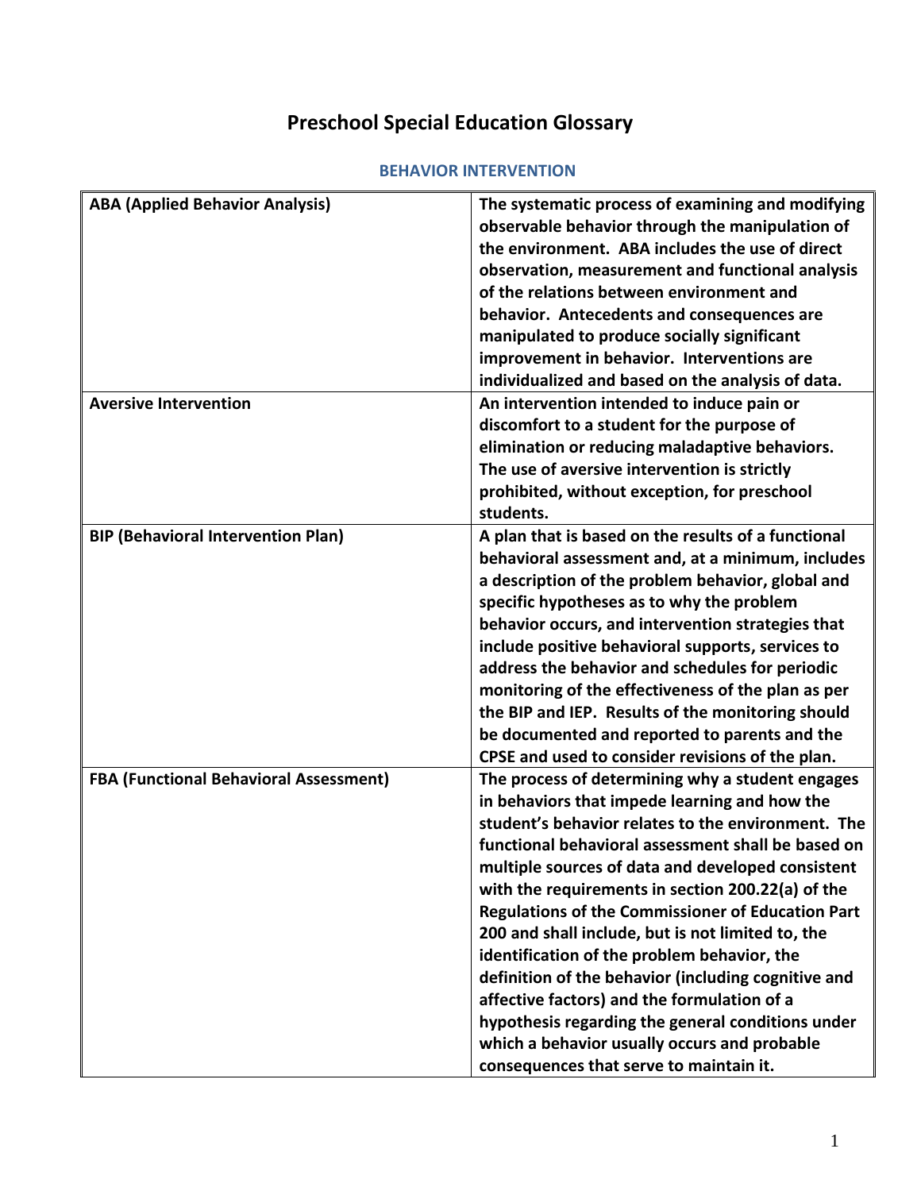# Preschool Special Education Glossary

## BEHAVIOR INTERVENTION

| | |
|---|---|
| **ABA (Applied Behavior Analysis)** | **The systematic process of examining and modifying observable behavior through the manipulation of the environment. ABA includes the use of direct observation, measurement and functional analysis of the relations between environment and behavior. Antecedents and consequences are manipulated to produce socially significant improvement in behavior. Interventions are individualized and based on the analysis of data.** |
| **Aversive Intervention** | **An intervention intended to induce pain or discomfort to a student for the purpose of elimination or reducing maladaptive behaviors. The use of aversive intervention is strictly prohibited, without exception, for preschool students.** |
| **BIP (Behavioral Intervention Plan)** | **A plan that is based on the results of a functional behavioral assessment and, at a minimum, includes a description of the problem behavior, global and specific hypotheses as to why the problem behavior occurs, and intervention strategies that include positive behavioral supports, services to address the behavior and schedules for periodic monitoring of the effectiveness of the plan as per the BIP and IEP. Results of the monitoring should be documented and reported to parents and the CPSE and used to consider revisions of the plan.** |
| **FBA (Functional Behavioral Assessment)** | **The process of determining why a student engages in behaviors that impede learning and how the student's behavior relates to the environment. The functional behavioral assessment shall be based on multiple sources of data and developed consistent with the requirements in section 200.22(a) of the Regulations of the Commissioner of Education Part 200 and shall include, but is not limited to, the identification of the problem behavior, the definition of the behavior (including cognitive and affective factors) and the formulation of a hypothesis regarding the general conditions under which a behavior usually occurs and probable consequences that serve to maintain it.** |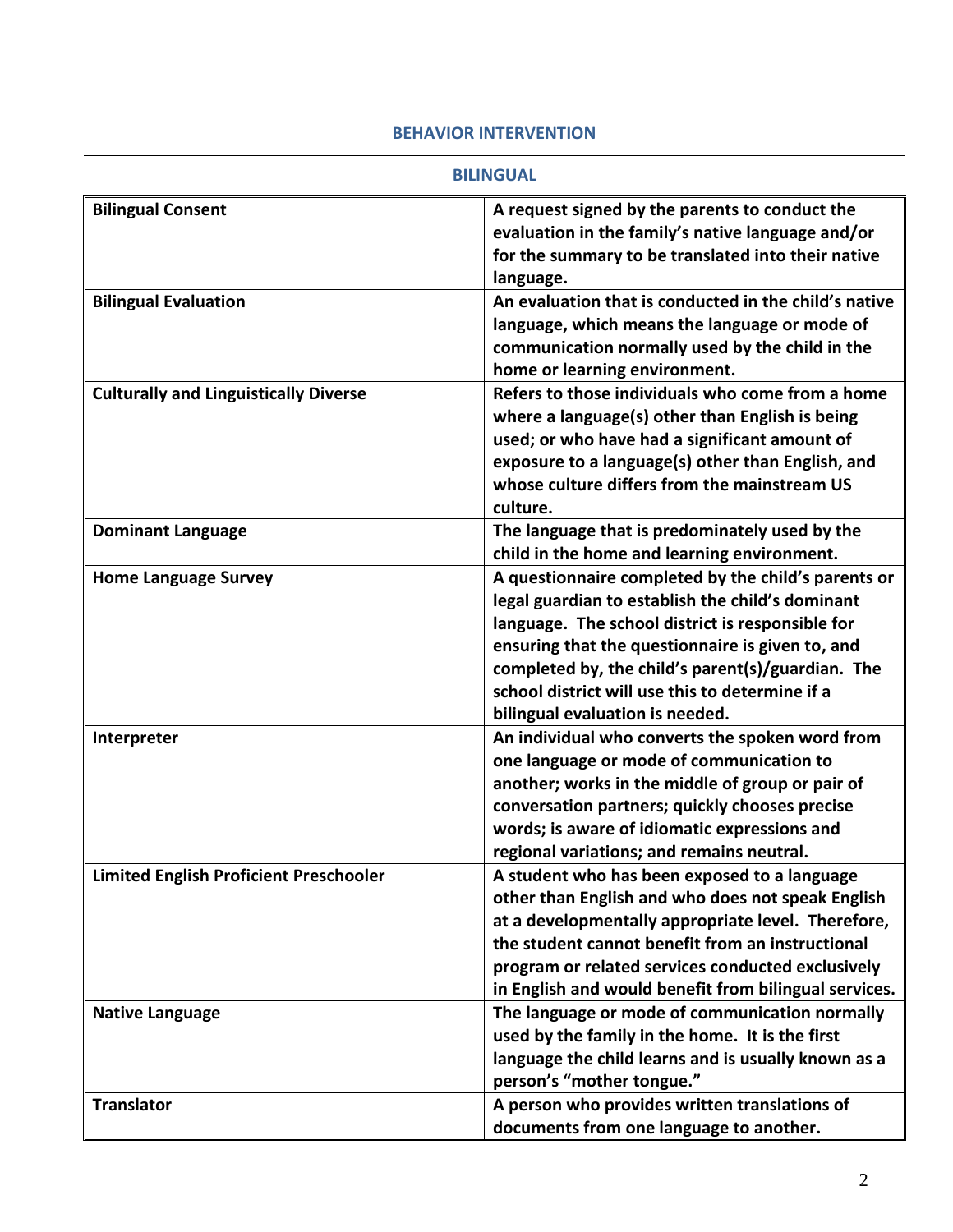## BEHAVIOR INTERVENTION

## BILINGUAL

| **Bilingual Consent** | **A request signed by the parents to conduct the evaluation in the family's native language and/or for the summary to be translated into their native language.** |
|---|---|
| **Bilingual Evaluation** | **An evaluation that is conducted in the child's native language, which means the language or mode of communication normally used by the child in the home or learning environment.** |
| **Culturally and Linguistically Diverse** | **Refers to those individuals who come from a home where a language(s) other than English is being used; or who have had a significant amount of exposure to a language(s) other than English, and whose culture differs from the mainstream US culture.** |
| **Dominant Language** | **The language that is predominately used by the child in the home and learning environment.** |
| **Home Language Survey** | **A questionnaire completed by the child's parents or legal guardian to establish the child's dominant language. The school district is responsible for ensuring that the questionnaire is given to, and completed by, the child's parent(s)/guardian. The school district will use this to determine if a bilingual evaluation is needed.** |
| **Interpreter** | **An individual who converts the spoken word from one language or mode of communication to another; works in the middle of group or pair of conversation partners; quickly chooses precise words; is aware of idiomatic expressions and regional variations; and remains neutral.** |
| **Limited English Proficient Preschooler** | **A student who has been exposed to a language other than English and who does not speak English at a developmentally appropriate level. Therefore, the student cannot benefit from an instructional program or related services conducted exclusively in English and would benefit from bilingual services.** |
| **Native Language** | **The language or mode of communication normally used by the family in the home. It is the first language the child learns and is usually known as a person's "mother tongue."** |
| **Translator** | **A person who provides written translations of documents from one language to another.** |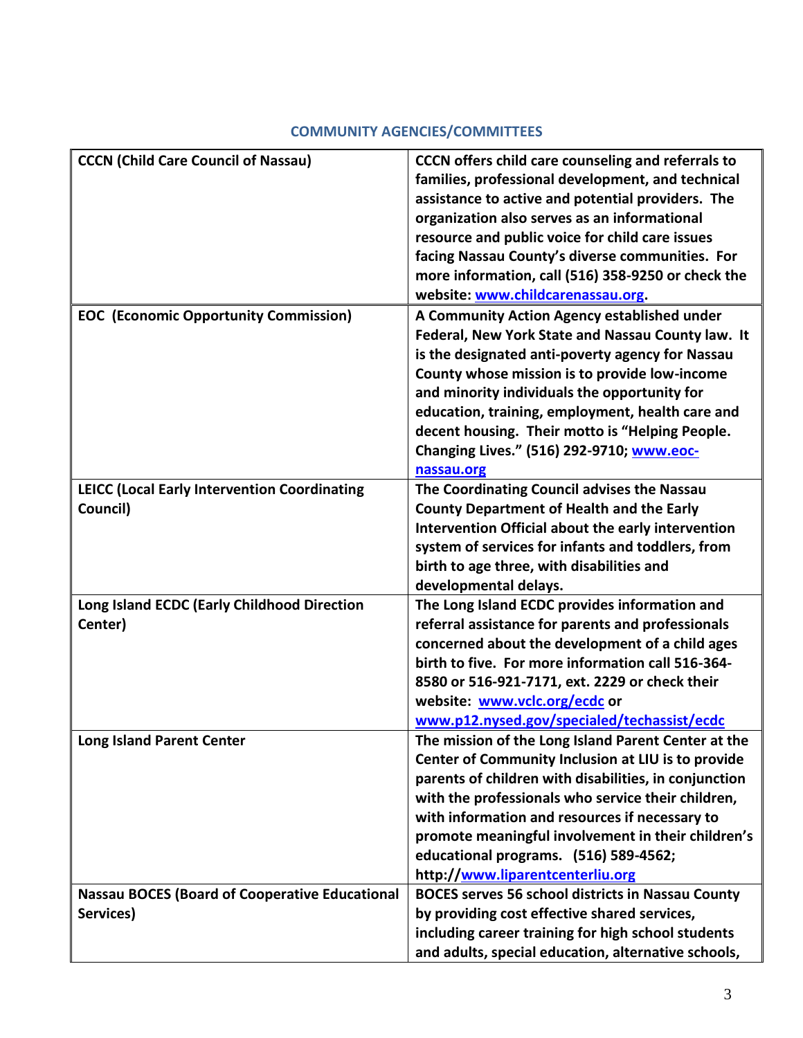## COMMUNITY AGENCIES/COMMITTEES

| | |
|---|---|
| **CCCN (Child Care Council of Nassau)** | **CCCN offers child care counseling and referrals to families, professional development, and technical assistance to active and potential providers. The organization also serves as an informational resource and public voice for child care issues facing Nassau County's diverse communities. For more information, call (516) 358-9250 or check the website: www.childcarenassau.org.** |
| **EOC (Economic Opportunity Commission)** | **A Community Action Agency established under Federal, New York State and Nassau County law. It is the designated anti-poverty agency for Nassau County whose mission is to provide low-income and minority individuals the opportunity for education, training, employment, health care and decent housing. Their motto is "Helping People. Changing Lives." (516) 292-9710; www.eoc-nassau.org** |
| **LEICC (Local Early Intervention Coordinating Council)** | **The Coordinating Council advises the Nassau County Department of Health and the Early Intervention Official about the early intervention system of services for infants and toddlers, from birth to age three, with disabilities and developmental delays.** |
| **Long Island ECDC (Early Childhood Direction Center)** | **The Long Island ECDC provides information and referral assistance for parents and professionals concerned about the development of a child ages birth to five. For more information call 516-364-8580 or 516-921-7171, ext. 2229 or check their website: www.vclc.org/ecdc or www.p12.nysed.gov/specialed/techassist/ecdc** |
| **Long Island Parent Center** | **The mission of the Long Island Parent Center at the Center of Community Inclusion at LIU is to provide parents of children with disabilities, in conjunction with the professionals who service their children, with information and resources if necessary to promote meaningful involvement in their children's educational programs. (516) 589-4562; http://www.liparentcenterliu.org** |
| **Nassau BOCES (Board of Cooperative Educational Services)** | **BOCES serves 56 school districts in Nassau County by providing cost effective shared services, including career training for high school students and adults, special education, alternative schools,** |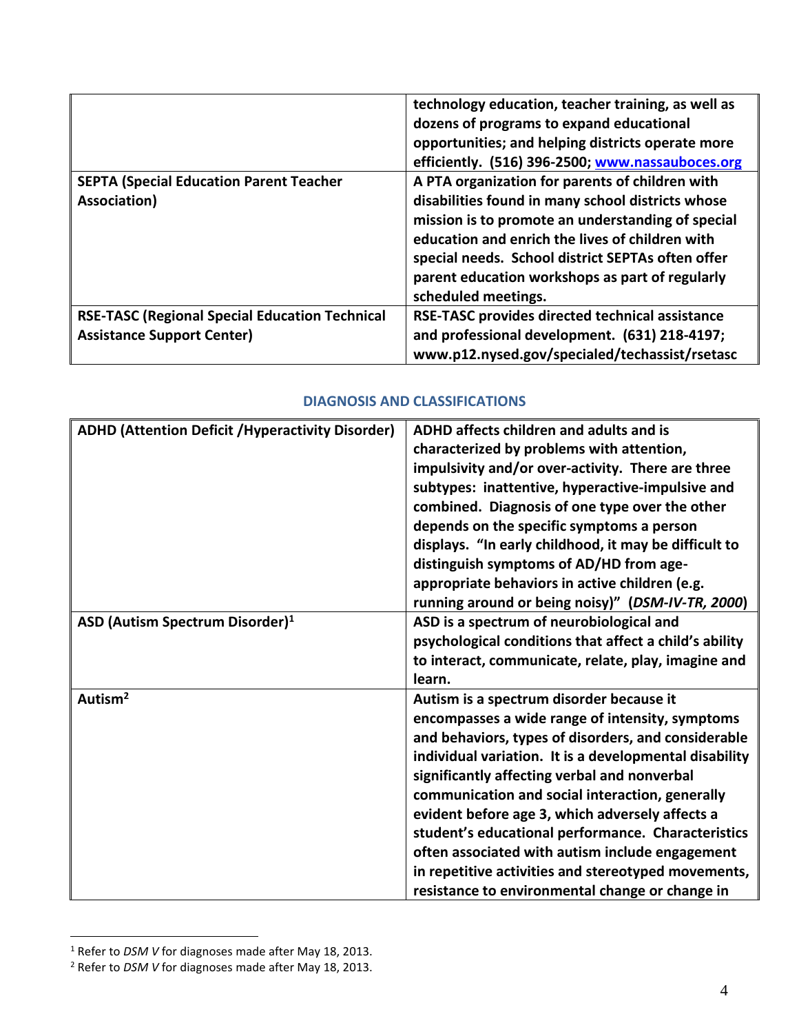| | |
|---|---|
| | **technology education, teacher training, as well as dozens of programs to expand educational opportunities; and helping districts operate more efficiently. (516) 396-2500; [www.nassauboces.org](http://www.nassauboces.org)** |
| **SEPTA (Special Education Parent Teacher Association)** | **A PTA organization for parents of children with disabilities found in many school districts whose mission is to promote an understanding of special education and enrich the lives of children with special needs. School district SEPTAs often offer parent education workshops as part of regularly scheduled meetings.** |
| **RSE-TASC (Regional Special Education Technical Assistance Support Center)** | **RSE-TASC provides directed technical assistance and professional development. (631) 218-4197; www.p12.nysed.gov/specialed/techassist/rsetasc** |

## DIAGNOSIS AND CLASSIFICATIONS

| | |
|---|---|
| **ADHD (Attention Deficit /Hyperactivity Disorder)** | **ADHD affects children and adults and is characterized by problems with attention, impulsivity and/or over-activity. There are three subtypes: inattentive, hyperactive-impulsive and combined. Diagnosis of one type over the other depends on the specific symptoms a person displays. "In early childhood, it may be difficult to distinguish symptoms of AD/HD from age-appropriate behaviors in active children (e.g. running around or being noisy)" (*DSM-IV-TR, 2000*)** |
| **ASD (Autism Spectrum Disorder)[1]** | **ASD is a spectrum of neurobiological and psychological conditions that affect a child's ability to interact, communicate, relate, play, imagine and learn.** |
| **Autism[2]** | **Autism is a spectrum disorder because it encompasses a wide range of intensity, symptoms and behaviors, types of disorders, and considerable individual variation. It is a developmental disability significantly affecting verbal and nonverbal communication and social interaction, generally evident before age 3, which adversely affects a student's educational performance. Characteristics often associated with autism include engagement in repetitive activities and stereotyped movements, resistance to environmental change or change in** |

[1] Refer to *DSM V* for diagnoses made after May 18, 2013.

[2] Refer to *DSM V* for diagnoses made after May 18, 2013.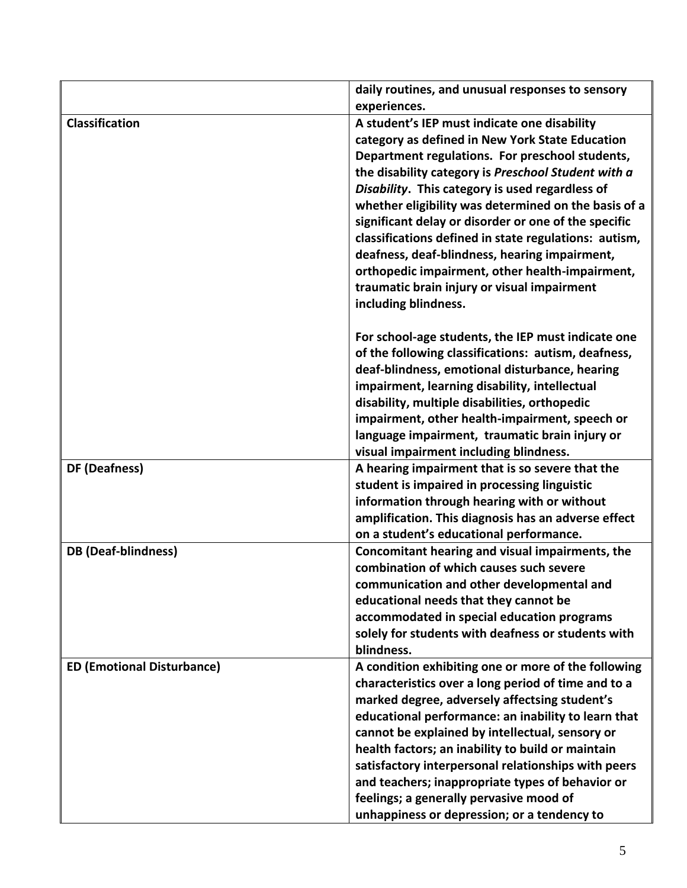| | |
|---|---|
| | **daily routines, and unusual responses to sensory experiences.** |
| **Classification** | **A student's IEP must indicate one disability category as defined in New York State Education Department regulations. For preschool students, the disability category is *Preschool Student with a Disability*. This category is used regardless of whether eligibility was determined on the basis of a significant delay or disorder or one of the specific classifications defined in state regulations: autism, deafness, deaf-blindness, hearing impairment, orthopedic impairment, other health-impairment, traumatic brain injury or visual impairment including blindness.**<br><br>**For school-age students, the IEP must indicate one of the following classifications: autism, deafness, deaf-blindness, emotional disturbance, hearing impairment, learning disability, intellectual disability, multiple disabilities, orthopedic impairment, other health-impairment, speech or language impairment, traumatic brain injury or visual impairment including blindness.** |
| **DF (Deafness)** | **A hearing impairment that is so severe that the student is impaired in processing linguistic information through hearing with or without amplification. This diagnosis has an adverse effect on a student's educational performance.** |
| **DB (Deaf-blindness)** | **Concomitant hearing and visual impairments, the combination of which causes such severe communication and other developmental and educational needs that they cannot be accommodated in special education programs solely for students with deafness or students with blindness.** |
| **ED (Emotional Disturbance)** | **A condition exhibiting one or more of the following characteristics over a long period of time and to a marked degree, adversely affectsing student's educational performance: an inability to learn that cannot be explained by intellectual, sensory or health factors; an inability to build or maintain satisfactory interpersonal relationships with peers and teachers; inappropriate types of behavior or feelings; a generally pervasive mood of unhappiness or depression; or a tendency to** |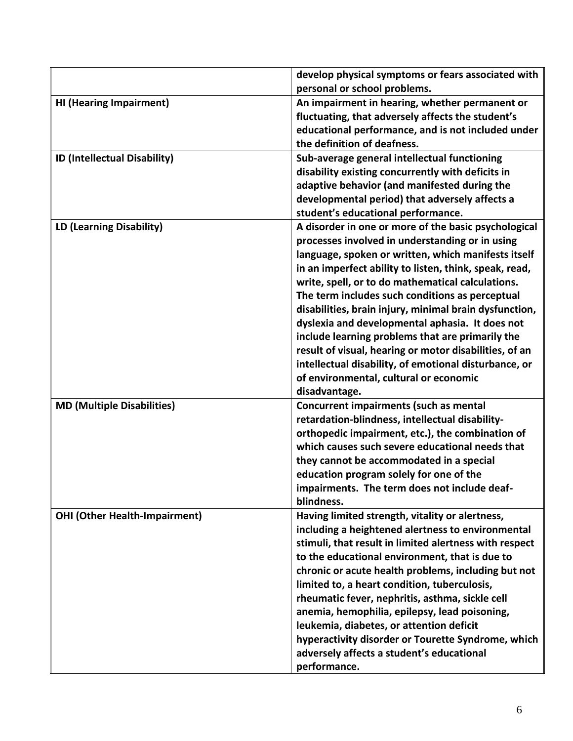| | |
|---|---|
| | **develop physical symptoms or fears associated with personal or school problems.** |
| **HI (Hearing Impairment)** | **An impairment in hearing, whether permanent or fluctuating, that adversely affects the student's educational performance, and is not included under the definition of deafness.** |
| **ID (Intellectual Disability)** | **Sub-average general intellectual functioning disability existing concurrently with deficits in adaptive behavior (and manifested during the developmental period) that adversely affects a student's educational performance.** |
| **LD (Learning Disability)** | **A disorder in one or more of the basic psychological processes involved in understanding or in using language, spoken or written, which manifests itself in an imperfect ability to listen, think, speak, read, write, spell, or to do mathematical calculations. The term includes such conditions as perceptual disabilities, brain injury, minimal brain dysfunction, dyslexia and developmental aphasia. It does not include learning problems that are primarily the result of visual, hearing or motor disabilities, of an intellectual disability, of emotional disturbance, or of environmental, cultural or economic disadvantage.** |
| **MD (Multiple Disabilities)** | **Concurrent impairments (such as mental retardation-blindness, intellectual disability-orthopedic impairment, etc.), the combination of which causes such severe educational needs that they cannot be accommodated in a special education program solely for one of the impairments. The term does not include deaf-blindness.** |
| **OHI (Other Health-Impairment)** | **Having limited strength, vitality or alertness, including a heightened alertness to environmental stimuli, that result in limited alertness with respect to the educational environment, that is due to chronic or acute health problems, including but not limited to, a heart condition, tuberculosis, rheumatic fever, nephritis, asthma, sickle cell anemia, hemophilia, epilepsy, lead poisoning, leukemia, diabetes, or attention deficit hyperactivity disorder or Tourette Syndrome, which adversely affects a student's educational performance.** |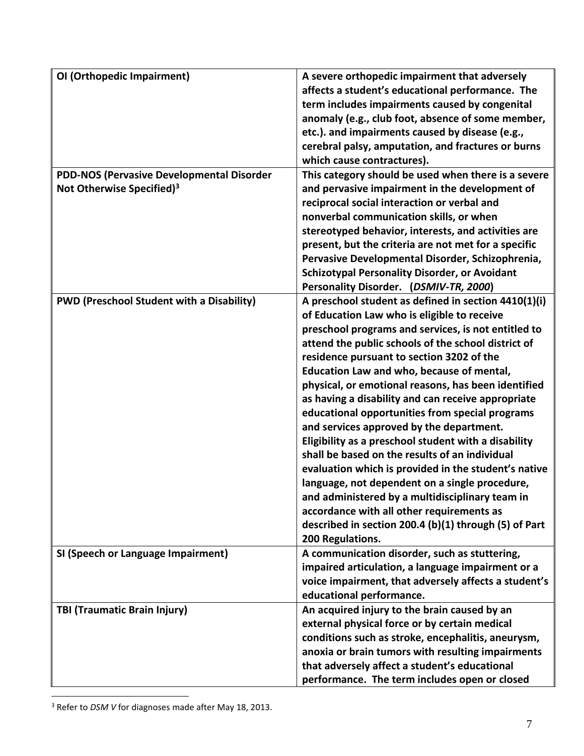| | |
|---|---|
| **OI (Orthopedic Impairment)** | **A severe orthopedic impairment that adversely affects a student's educational performance. The term includes impairments caused by congenital anomaly (e.g., club foot, absence of some member, etc.). and impairments caused by disease (e.g., cerebral palsy, amputation, and fractures or burns which cause contractures).** |
| **PDD-NOS (Pervasive Developmental Disorder Not Otherwise Specified)[3]** | **This category should be used when there is a severe and pervasive impairment in the development of reciprocal social interaction or verbal and nonverbal communication skills, or when stereotyped behavior, interests, and activities are present, but the criteria are not met for a specific Pervasive Developmental Disorder, Schizophrenia, Schizotypal Personality Disorder, or Avoidant Personality Disorder. (*DSMIV-TR, 2000*)** |
| **PWD (Preschool Student with a Disability)** | **A preschool student as defined in section 4410(1)(i) of Education Law who is eligible to receive preschool programs and services, is not entitled to attend the public schools of the school district of residence pursuant to section 3202 of the Education Law and who, because of mental, physical, or emotional reasons, has been identified as having a disability and can receive appropriate educational opportunities from special programs and services approved by the department. Eligibility as a preschool student with a disability shall be based on the results of an individual evaluation which is provided in the student's native language, not dependent on a single procedure, and administered by a multidisciplinary team in accordance with all other requirements as described in section 200.4 (b)(1) through (5) of Part 200 Regulations.** |
| **SI (Speech or Language Impairment)** | **A communication disorder, such as stuttering, impaired articulation, a language impairment or a voice impairment, that adversely affects a student's educational performance.** |
| **TBI (Traumatic Brain Injury)** | **An acquired injury to the brain caused by an external physical force or by certain medical conditions such as stroke, encephalitis, aneurysm, anoxia or brain tumors with resulting impairments that adversely affect a student's educational performance. The term includes open or closed** |

[3] Refer to *DSM V* for diagnoses made after May 18, 2013.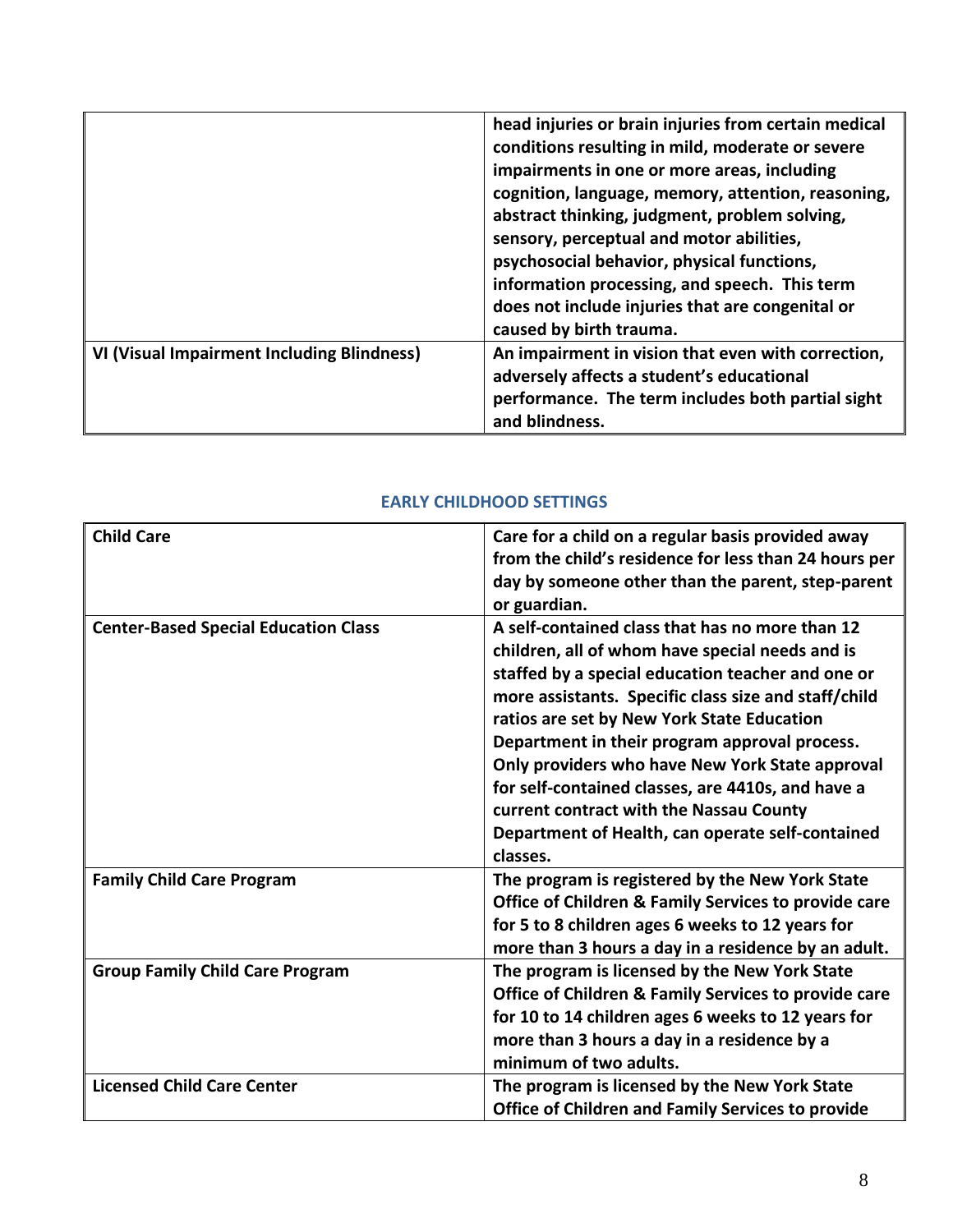| | |
|---|---|
| | **head injuries or brain injuries from certain medical conditions resulting in mild, moderate or severe impairments in one or more areas, including cognition, language, memory, attention, reasoning, abstract thinking, judgment, problem solving, sensory, perceptual and motor abilities, psychosocial behavior, physical functions, information processing, and speech. This term does not include injuries that are congenital or caused by birth trauma.** |
| **VI (Visual Impairment Including Blindness)** | **An impairment in vision that even with correction, adversely affects a student's educational performance. The term includes both partial sight and blindness.** |

## EARLY CHILDHOOD SETTINGS

| | |
|---|---|
| **Child Care** | **Care for a child on a regular basis provided away from the child's residence for less than 24 hours per day by someone other than the parent, step-parent or guardian.** |
| **Center-Based Special Education Class** | **A self-contained class that has no more than 12 children, all of whom have special needs and is staffed by a special education teacher and one or more assistants. Specific class size and staff/child ratios are set by New York State Education Department in their program approval process. Only providers who have New York State approval for self-contained classes, are 4410s, and have a current contract with the Nassau County Department of Health, can operate self-contained classes.** |
| **Family Child Care Program** | **The program is registered by the New York State Office of Children & Family Services to provide care for 5 to 8 children ages 6 weeks to 12 years for more than 3 hours a day in a residence by an adult.** |
| **Group Family Child Care Program** | **The program is licensed by the New York State Office of Children & Family Services to provide care for 10 to 14 children ages 6 weeks to 12 years for more than 3 hours a day in a residence by a minimum of two adults.** |
| **Licensed Child Care Center** | **The program is licensed by the New York State Office of Children and Family Services to provide** |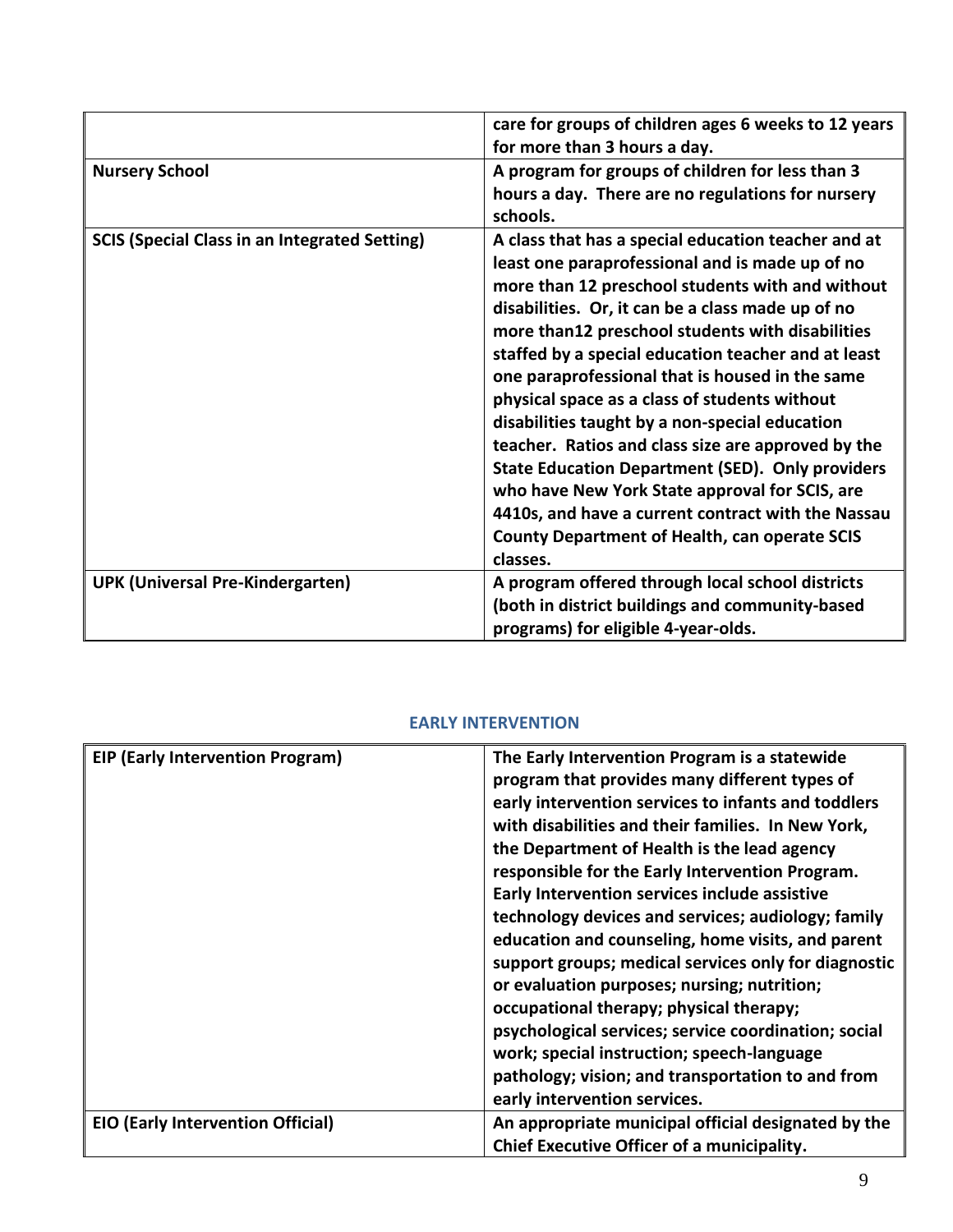| | |
|---|---|
| | **care for groups of children ages 6 weeks to 12 years for more than 3 hours a day.** |
| **Nursery School** | **A program for groups of children for less than 3 hours a day. There are no regulations for nursery schools.** |
| **SCIS (Special Class in an Integrated Setting)** | **A class that has a special education teacher and at least one paraprofessional and is made up of no more than 12 preschool students with and without disabilities. Or, it can be a class made up of no more than12 preschool students with disabilities staffed by a special education teacher and at least one paraprofessional that is housed in the same physical space as a class of students without disabilities taught by a non-special education teacher. Ratios and class size are approved by the State Education Department (SED). Only providers who have New York State approval for SCIS, are 4410s, and have a current contract with the Nassau County Department of Health, can operate SCIS classes.** |
| **UPK (Universal Pre-Kindergarten)** | **A program offered through local school districts (both in district buildings and community-based programs) for eligible 4-year-olds.** |

## EARLY INTERVENTION

| | |
|---|---|
| **EIP (Early Intervention Program)** | **The Early Intervention Program is a statewide program that provides many different types of early intervention services to infants and toddlers with disabilities and their families. In New York, the Department of Health is the lead agency responsible for the Early Intervention Program. Early Intervention services include assistive technology devices and services; audiology; family education and counseling, home visits, and parent support groups; medical services only for diagnostic or evaluation purposes; nursing; nutrition; occupational therapy; physical therapy; psychological services; service coordination; social work; special instruction; speech-language pathology; vision; and transportation to and from early intervention services.** |
| **EIO (Early Intervention Official)** | **An appropriate municipal official designated by the Chief Executive Officer of a municipality.** |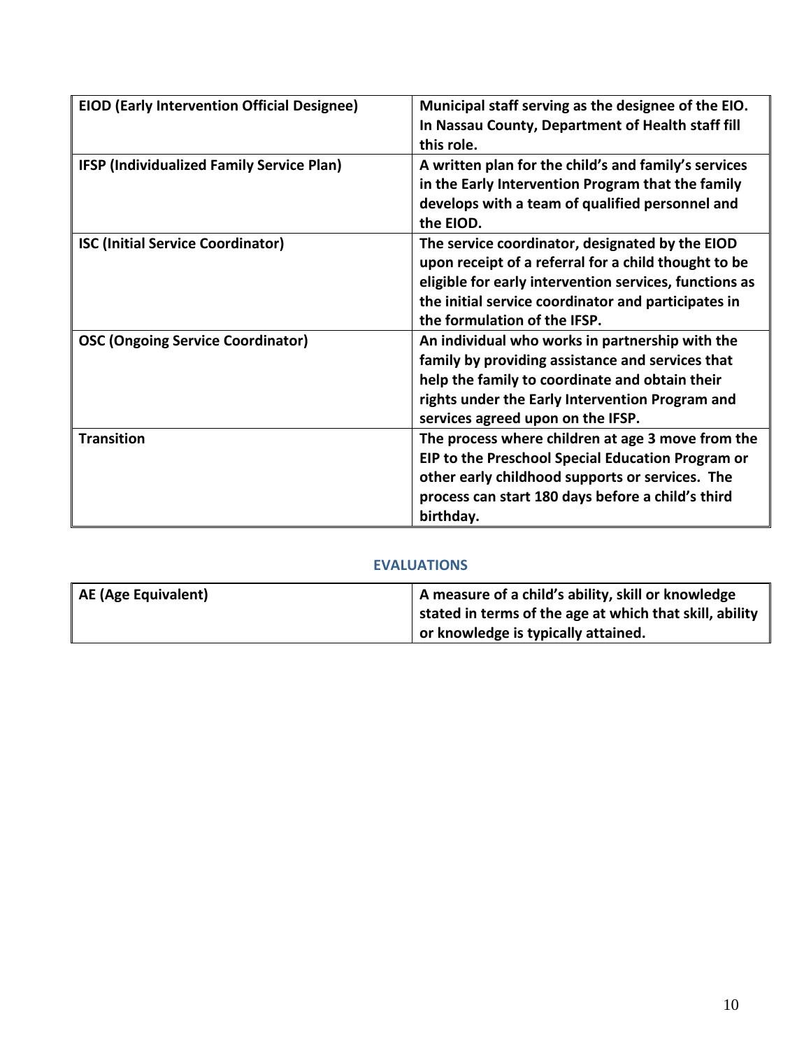| | |
|---|---|
| **EIOD (Early Intervention Official Designee)** | **Municipal staff serving as the designee of the EIO. In Nassau County, Department of Health staff fill this role.** |
| **IFSP (Individualized Family Service Plan)** | **A written plan for the child's and family's services in the Early Intervention Program that the family develops with a team of qualified personnel and the EIOD.** |
| **ISC (Initial Service Coordinator)** | **The service coordinator, designated by the EIOD upon receipt of a referral for a child thought to be eligible for early intervention services, functions as the initial service coordinator and participates in the formulation of the IFSP.** |
| **OSC (Ongoing Service Coordinator)** | **An individual who works in partnership with the family by providing assistance and services that help the family to coordinate and obtain their rights under the Early Intervention Program and services agreed upon on the IFSP.** |
| **Transition** | **The process where children at age 3 move from the EIP to the Preschool Special Education Program or other early childhood supports or services. The process can start 180 days before a child's third birthday.** |

## EVALUATIONS

| | |
|---|---|
| **AE (Age Equivalent)** | **A measure of a child's ability, skill or knowledge stated in terms of the age at which that skill, ability or knowledge is typically attained.** |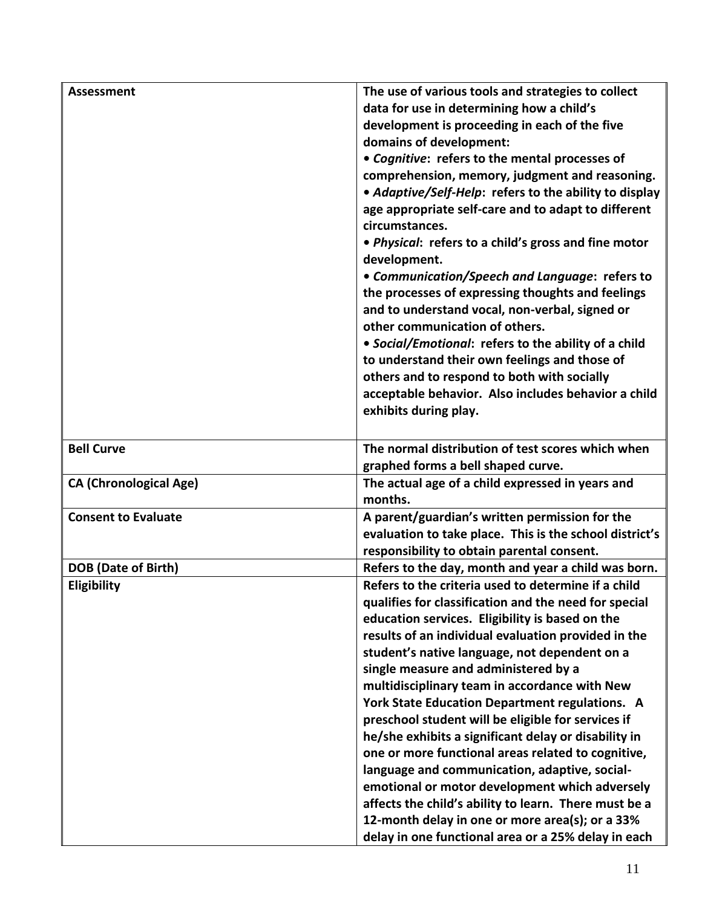| | |
|---|---|
| **Assessment** | **The use of various tools and strategies to collect data for use in determining how a child's development is proceeding in each of the five domains of development:**<br>**• *Cognitive*: refers to the mental processes of comprehension, memory, judgment and reasoning.**<br>**• *Adaptive/Self-Help*: refers to the ability to display age appropriate self-care and to adapt to different circumstances.**<br>**• *Physical*: refers to a child's gross and fine motor development.**<br>**• *Communication/Speech and Language*: refers to the processes of expressing thoughts and feelings and to understand vocal, non-verbal, signed or other communication of others.**<br>**• *Social/Emotional*: refers to the ability of a child to understand their own feelings and those of others and to respond to both with socially acceptable behavior. Also includes behavior a child exhibits during play.** |
| **Bell Curve** | **The normal distribution of test scores which when graphed forms a bell shaped curve.** |
| **CA (Chronological Age)** | **The actual age of a child expressed in years and months.** |
| **Consent to Evaluate** | **A parent/guardian's written permission for the evaluation to take place. This is the school district's responsibility to obtain parental consent.** |
| **DOB (Date of Birth)** | **Refers to the day, month and year a child was born.** |
| **Eligibility** | **Refers to the criteria used to determine if a child qualifies for classification and the need for special education services. Eligibility is based on the results of an individual evaluation provided in the student's native language, not dependent on a single measure and administered by a multidisciplinary team in accordance with New York State Education Department regulations. A preschool student will be eligible for services if he/she exhibits a significant delay or disability in one or more functional areas related to cognitive, language and communication, adaptive, social-emotional or motor development which adversely affects the child's ability to learn. There must be a 12-month delay in one or more area(s); or a 33% delay in one functional area or a 25% delay in each** |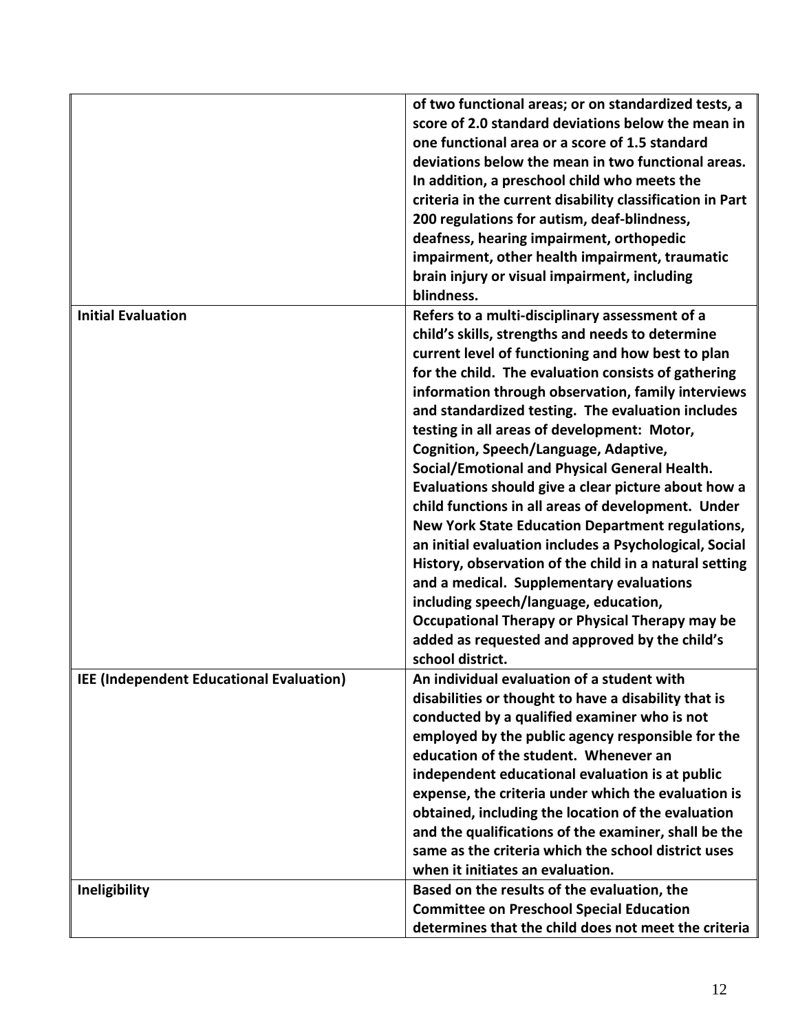| | |
|---|---|
| | **of two functional areas; or on standardized tests, a score of 2.0 standard deviations below the mean in one functional area or a score of 1.5 standard deviations below the mean in two functional areas. In addition, a preschool child who meets the criteria in the current disability classification in Part 200 regulations for autism, deaf-blindness, deafness, hearing impairment, orthopedic impairment, other health impairment, traumatic brain injury or visual impairment, including blindness.** |
| **Initial Evaluation** | **Refers to a multi-disciplinary assessment of a child's skills, strengths and needs to determine current level of functioning and how best to plan for the child. The evaluation consists of gathering information through observation, family interviews and standardized testing. The evaluation includes testing in all areas of development: Motor, Cognition, Speech/Language, Adaptive, Social/Emotional and Physical General Health. Evaluations should give a clear picture about how a child functions in all areas of development. Under New York State Education Department regulations, an initial evaluation includes a Psychological, Social History, observation of the child in a natural setting and a medical. Supplementary evaluations including speech/language, education, Occupational Therapy or Physical Therapy may be added as requested and approved by the child's school district.** |
| **IEE (Independent Educational Evaluation)** | **An individual evaluation of a student with disabilities or thought to have a disability that is conducted by a qualified examiner who is not employed by the public agency responsible for the education of the student. Whenever an independent educational evaluation is at public expense, the criteria under which the evaluation is obtained, including the location of the evaluation and the qualifications of the examiner, shall be the same as the criteria which the school district uses when it initiates an evaluation.** |
| **Ineligibility** | **Based on the results of the evaluation, the Committee on Preschool Special Education determines that the child does not meet the criteria** |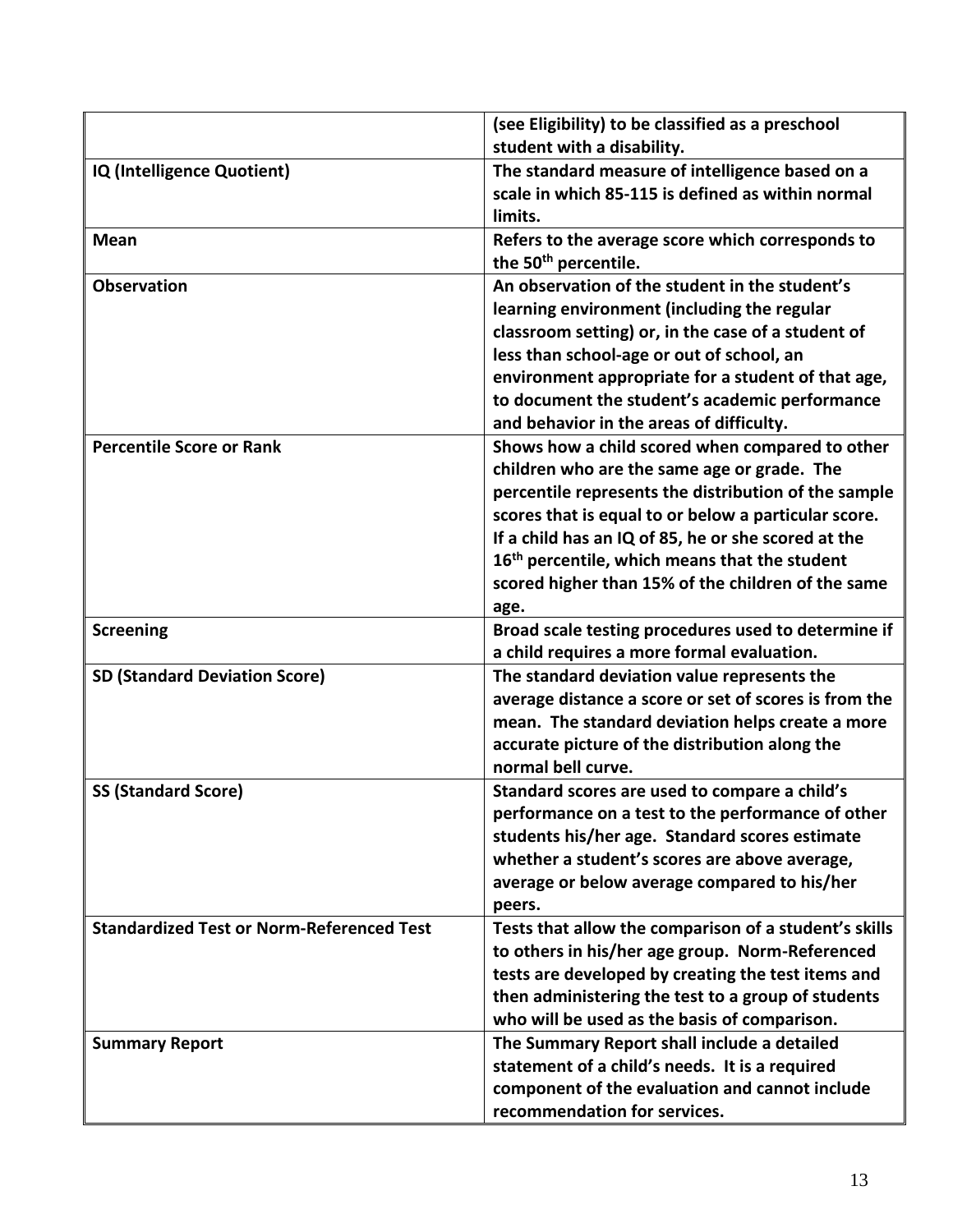| | |
|---|---|
| | (see Eligibility) to be classified as a preschool student with a disability. |
| **IQ (Intelligence Quotient)** | The standard measure of intelligence based on a scale in which 85-115 is defined as within normal limits. |
| **Mean** | Refers to the average score which corresponds to the 50th percentile. |
| **Observation** | An observation of the student in the student's learning environment (including the regular classroom setting) or, in the case of a student of less than school-age or out of school, an environment appropriate for a student of that age, to document the student's academic performance and behavior in the areas of difficulty. |
| **Percentile Score or Rank** | Shows how a child scored when compared to other children who are the same age or grade. The percentile represents the distribution of the sample scores that is equal to or below a particular score. If a child has an IQ of 85, he or she scored at the 16th percentile, which means that the student scored higher than 15% of the children of the same age. |
| **Screening** | Broad scale testing procedures used to determine if a child requires a more formal evaluation. |
| **SD (Standard Deviation Score)** | The standard deviation value represents the average distance a score or set of scores is from the mean. The standard deviation helps create a more accurate picture of the distribution along the normal bell curve. |
| **SS (Standard Score)** | Standard scores are used to compare a child's performance on a test to the performance of other students his/her age. Standard scores estimate whether a student's scores are above average, average or below average compared to his/her peers. |
| **Standardized Test or Norm-Referenced Test** | Tests that allow the comparison of a student's skills to others in his/her age group. Norm-Referenced tests are developed by creating the test items and then administering the test to a group of students who will be used as the basis of comparison. |
| **Summary Report** | The Summary Report shall include a detailed statement of a child's needs. It is a required component of the evaluation and cannot include recommendation for services. |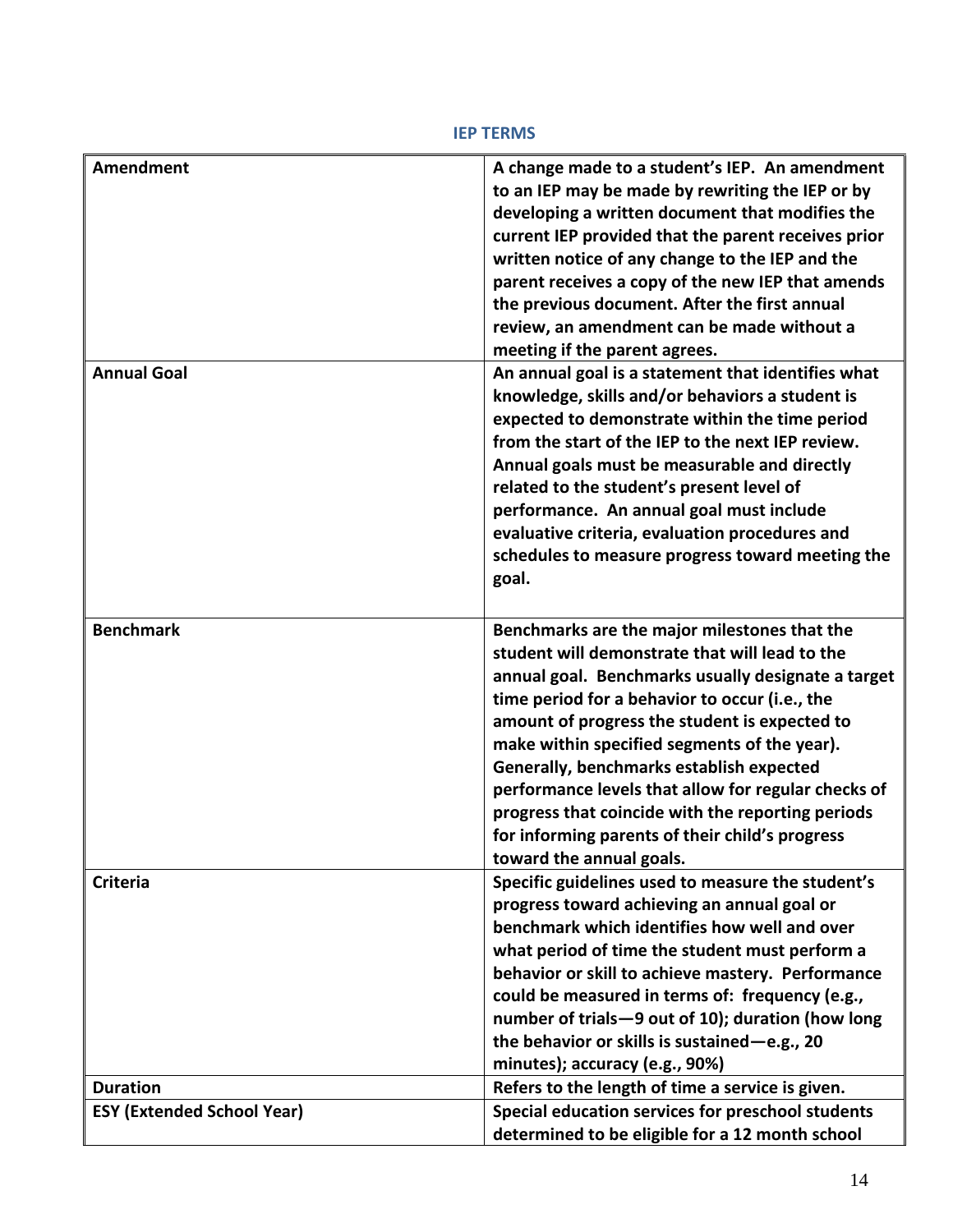## IEP TERMS

| | |
|---|---|
| **Amendment** | **A change made to a student's IEP. An amendment to an IEP may be made by rewriting the IEP or by developing a written document that modifies the current IEP provided that the parent receives prior written notice of any change to the IEP and the parent receives a copy of the new IEP that amends the previous document. After the first annual review, an amendment can be made without a meeting if the parent agrees.** |
| **Annual Goal** | **An annual goal is a statement that identifies what knowledge, skills and/or behaviors a student is expected to demonstrate within the time period from the start of the IEP to the next IEP review. Annual goals must be measurable and directly related to the student's present level of performance. An annual goal must include evaluative criteria, evaluation procedures and schedules to measure progress toward meeting the goal.** |
| **Benchmark** | **Benchmarks are the major milestones that the student will demonstrate that will lead to the annual goal. Benchmarks usually designate a target time period for a behavior to occur (i.e., the amount of progress the student is expected to make within specified segments of the year). Generally, benchmarks establish expected performance levels that allow for regular checks of progress that coincide with the reporting periods for informing parents of their child's progress toward the annual goals.** |
| **Criteria** | **Specific guidelines used to measure the student's progress toward achieving an annual goal or benchmark which identifies how well and over what period of time the student must perform a behavior or skill to achieve mastery. Performance could be measured in terms of: frequency (e.g., number of trials—9 out of 10); duration (how long the behavior or skills is sustained—e.g., 20 minutes); accuracy (e.g., 90%)** |
| **Duration** | **Refers to the length of time a service is given.** |
| **ESY (Extended School Year)** | **Special education services for preschool students determined to be eligible for a 12 month school** |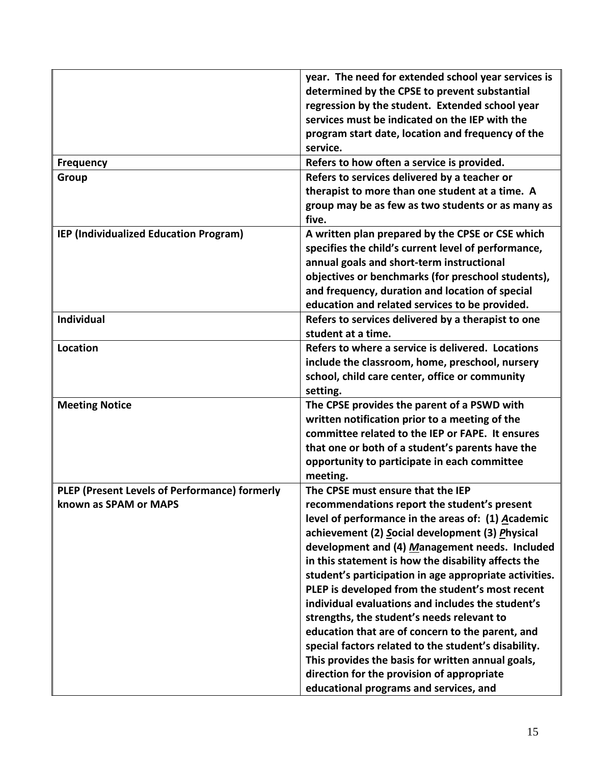| | |
|---|---|
| | **year. The need for extended school year services is determined by the CPSE to prevent substantial regression by the student. Extended school year services must be indicated on the IEP with the program start date, location and frequency of the service.** |
| **Frequency** | **Refers to how often a service is provided.** |
| **Group** | **Refers to services delivered by a teacher or therapist to more than one student at a time. A group may be as few as two students or as many as five.** |
| **IEP (Individualized Education Program)** | **A written plan prepared by the CPSE or CSE which specifies the child's current level of performance, annual goals and short-term instructional objectives or benchmarks (for preschool students), and frequency, duration and location of special education and related services to be provided.** |
| **Individual** | **Refers to services delivered by a therapist to one student at a time.** |
| **Location** | **Refers to where a service is delivered. Locations include the classroom, home, preschool, nursery school, child care center, office or community setting.** |
| **Meeting Notice** | **The CPSE provides the parent of a PSWD with written notification prior to a meeting of the committee related to the IEP or FAPE. It ensures that one or both of a student's parents have the opportunity to participate in each committee meeting.** |
| **PLEP (Present Levels of Performance) formerly known as SPAM or MAPS** | **The CPSE must ensure that the IEP recommendations report the student's present level of performance in the areas of: (1) *A*cademic achievement (2) *S*ocial development (3) *P*hysical development and (4) *M*anagement needs. Included in this statement is how the disability affects the student's participation in age appropriate activities. PLEP is developed from the student's most recent individual evaluations and includes the student's strengths, the student's needs relevant to education that are of concern to the parent, and special factors related to the student's disability. This provides the basis for written annual goals, direction for the provision of appropriate educational programs and services, and** |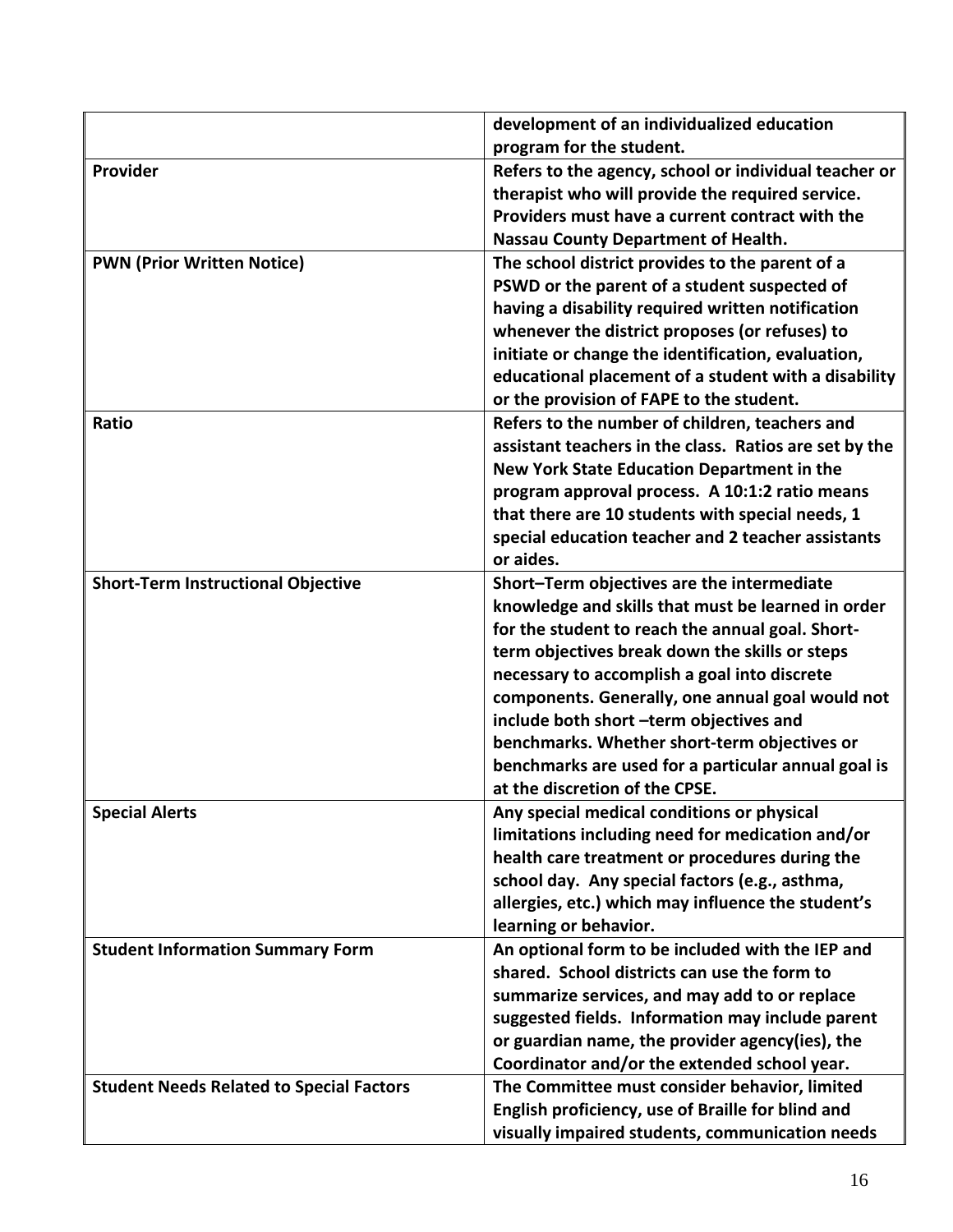| | |
|---|---|
| | **development of an individualized education program for the student.** |
| **Provider** | **Refers to the agency, school or individual teacher or therapist who will provide the required service. Providers must have a current contract with the Nassau County Department of Health.** |
| **PWN (Prior Written Notice)** | **The school district provides to the parent of a PSWD or the parent of a student suspected of having a disability required written notification whenever the district proposes (or refuses) to initiate or change the identification, evaluation, educational placement of a student with a disability or the provision of FAPE to the student.** |
| **Ratio** | **Refers to the number of children, teachers and assistant teachers in the class. Ratios are set by the New York State Education Department in the program approval process. A 10:1:2 ratio means that there are 10 students with special needs, 1 special education teacher and 2 teacher assistants or aides.** |
| **Short-Term Instructional Objective** | **Short–Term objectives are the intermediate knowledge and skills that must be learned in order for the student to reach the annual goal. Short-term objectives break down the skills or steps necessary to accomplish a goal into discrete components. Generally, one annual goal would not include both short –term objectives and benchmarks. Whether short-term objectives or benchmarks are used for a particular annual goal is at the discretion of the CPSE.** |
| **Special Alerts** | **Any special medical conditions or physical limitations including need for medication and/or health care treatment or procedures during the school day. Any special factors (e.g., asthma, allergies, etc.) which may influence the student's learning or behavior.** |
| **Student Information Summary Form** | **An optional form to be included with the IEP and shared. School districts can use the form to summarize services, and may add to or replace suggested fields. Information may include parent or guardian name, the provider agency(ies), the Coordinator and/or the extended school year.** |
| **Student Needs Related to Special Factors** | **The Committee must consider behavior, limited English proficiency, use of Braille for blind and visually impaired students, communication needs** |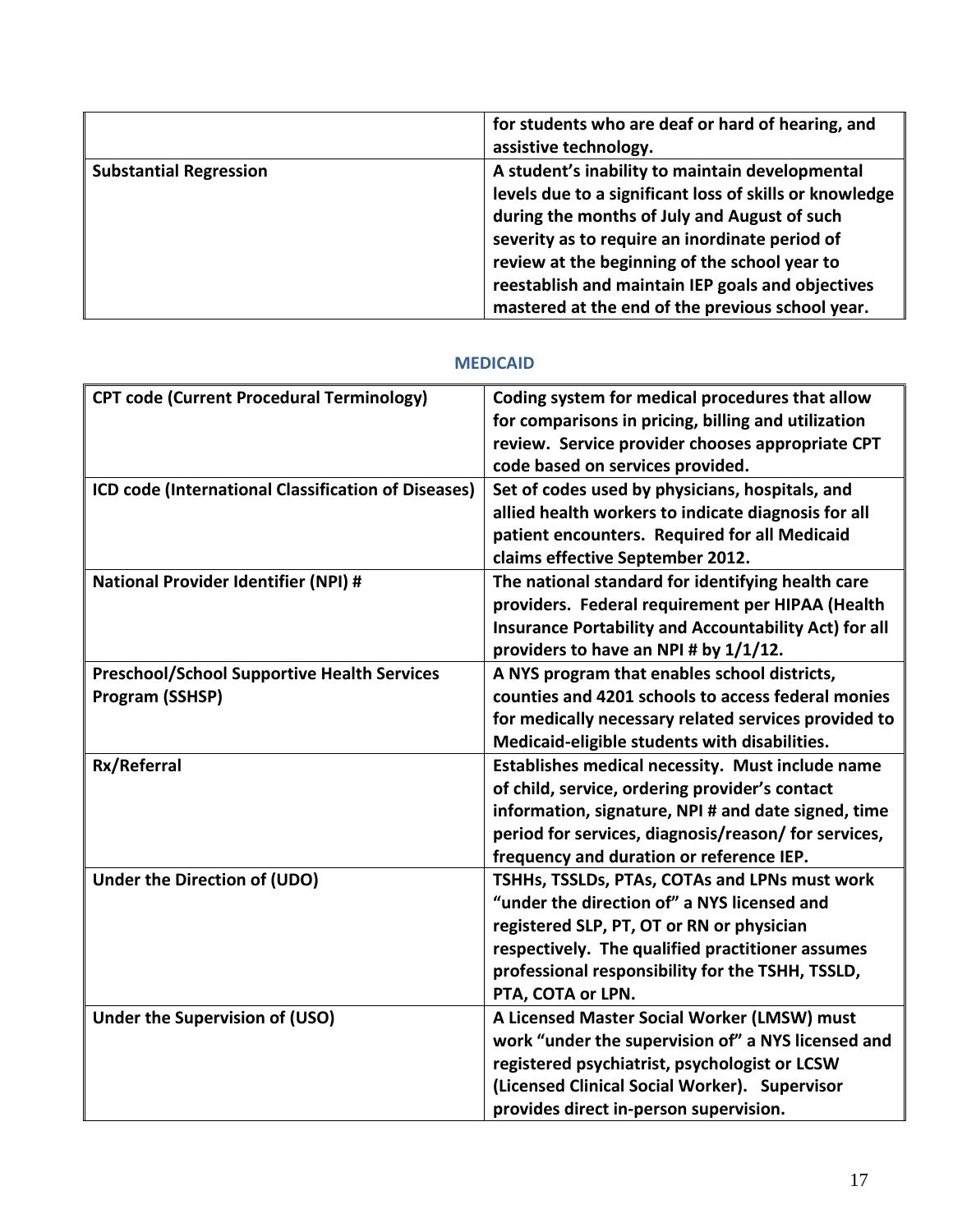| | |
|---|---|
| | **for students who are deaf or hard of hearing, and assistive technology.** |
| **Substantial Regression** | **A student's inability to maintain developmental levels due to a significant loss of skills or knowledge during the months of July and August of such severity as to require an inordinate period of review at the beginning of the school year to reestablish and maintain IEP goals and objectives mastered at the end of the previous school year.** |

## MEDICAID

| | |
|---|---|
| **CPT code (Current Procedural Terminology)** | **Coding system for medical procedures that allow for comparisons in pricing, billing and utilization review. Service provider chooses appropriate CPT code based on services provided.** |
| **ICD code (International Classification of Diseases)** | **Set of codes used by physicians, hospitals, and allied health workers to indicate diagnosis for all patient encounters. Required for all Medicaid claims effective September 2012.** |
| **National Provider Identifier (NPI) #** | **The national standard for identifying health care providers. Federal requirement per HIPAA (Health Insurance Portability and Accountability Act) for all providers to have an NPI # by 1/1/12.** |
| **Preschool/School Supportive Health Services Program (SSHSP)** | **A NYS program that enables school districts, counties and 4201 schools to access federal monies for medically necessary related services provided to Medicaid-eligible students with disabilities.** |
| **Rx/Referral** | **Establishes medical necessity. Must include name of child, service, ordering provider's contact information, signature, NPI # and date signed, time period for services, diagnosis/reason/ for services, frequency and duration or reference IEP.** |
| **Under the Direction of (UDO)** | **TSHHs, TSSLDs, PTAs, COTAs and LPNs must work "under the direction of" a NYS licensed and registered SLP, PT, OT or RN or physician respectively. The qualified practitioner assumes professional responsibility for the TSHH, TSSLD, PTA, COTA or LPN.** |
| **Under the Supervision of (USO)** | **A Licensed Master Social Worker (LMSW) must work "under the supervision of" a NYS licensed and registered psychiatrist, psychologist or LCSW (Licensed Clinical Social Worker). Supervisor provides direct in-person supervision.** |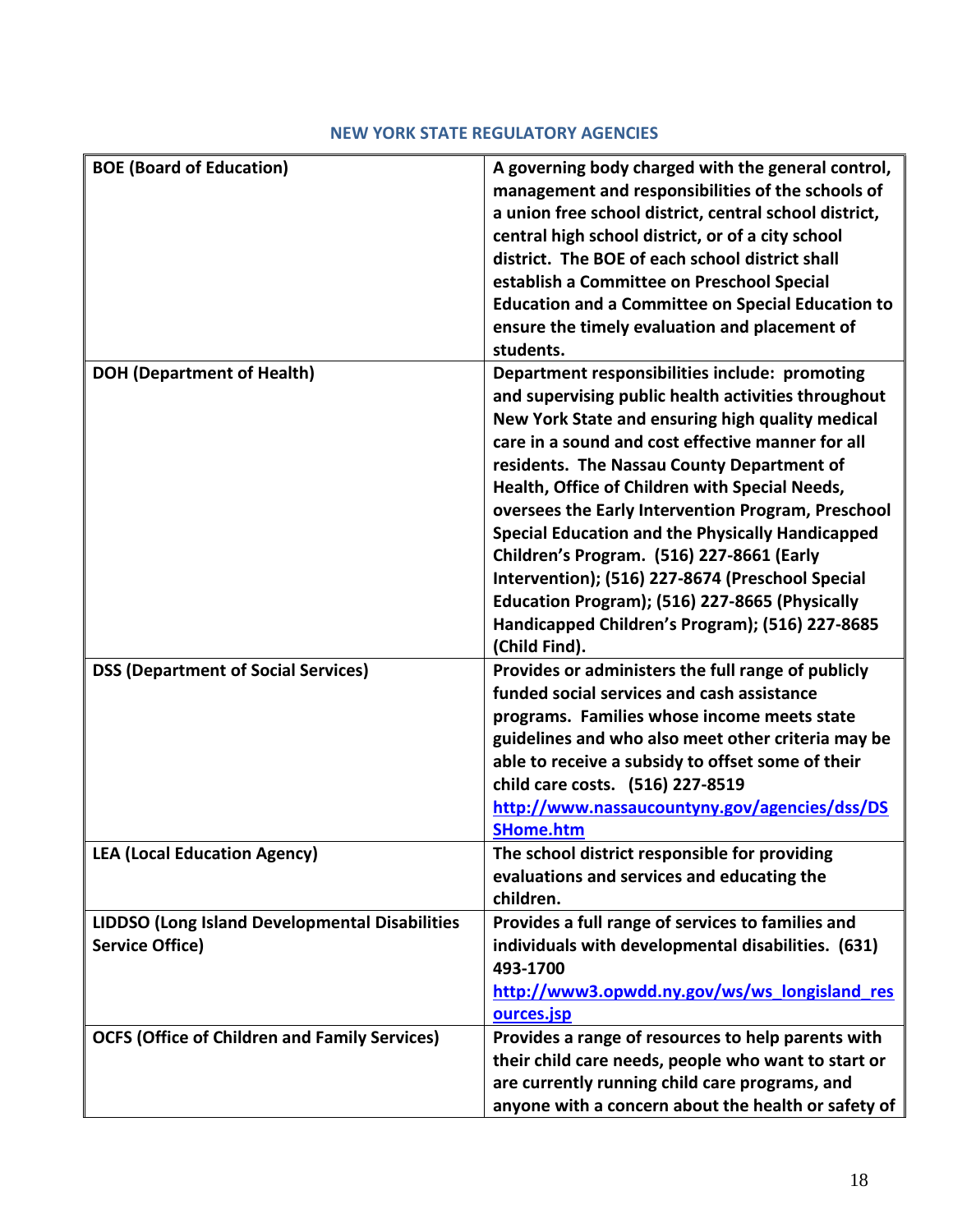## NEW YORK STATE REGULATORY AGENCIES

| | |
|---|---|
| **BOE (Board of Education)** | **A governing body charged with the general control, management and responsibilities of the schools of a union free school district, central school district, central high school district, or of a city school district. The BOE of each school district shall establish a Committee on Preschool Special Education and a Committee on Special Education to ensure the timely evaluation and placement of students.** |
| **DOH (Department of Health)** | **Department responsibilities include: promoting and supervising public health activities throughout New York State and ensuring high quality medical care in a sound and cost effective manner for all residents. The Nassau County Department of Health, Office of Children with Special Needs, oversees the Early Intervention Program, Preschool Special Education and the Physically Handicapped Children's Program. (516) 227-8661 (Early Intervention); (516) 227-8674 (Preschool Special Education Program); (516) 227-8665 (Physically Handicapped Children's Program); (516) 227-8685 (Child Find).** |
| **DSS (Department of Social Services)** | **Provides or administers the full range of publicly funded social services and cash assistance programs. Families whose income meets state guidelines and who also meet other criteria may be able to receive a subsidy to offset some of their child care costs. (516) 227-8519 [http://www.nassaucountyny.gov/agencies/dss/DSSHome.htm](http://www.nassaucountyny.gov/agencies/dss/DSSHome.htm)** |
| **LEA (Local Education Agency)** | **The school district responsible for providing evaluations and services and educating the children.** |
| **LIDDSO (Long Island Developmental Disabilities Service Office)** | **Provides a full range of services to families and individuals with developmental disabilities. (631) 493-1700 [http://www3.opwdd.ny.gov/ws/ws_longisland_resources.jsp](http://www3.opwdd.ny.gov/ws/ws_longisland_resources.jsp)** |
| **OCFS (Office of Children and Family Services)** | **Provides a range of resources to help parents with their child care needs, people who want to start or are currently running child care programs, and anyone with a concern about the health or safety of** |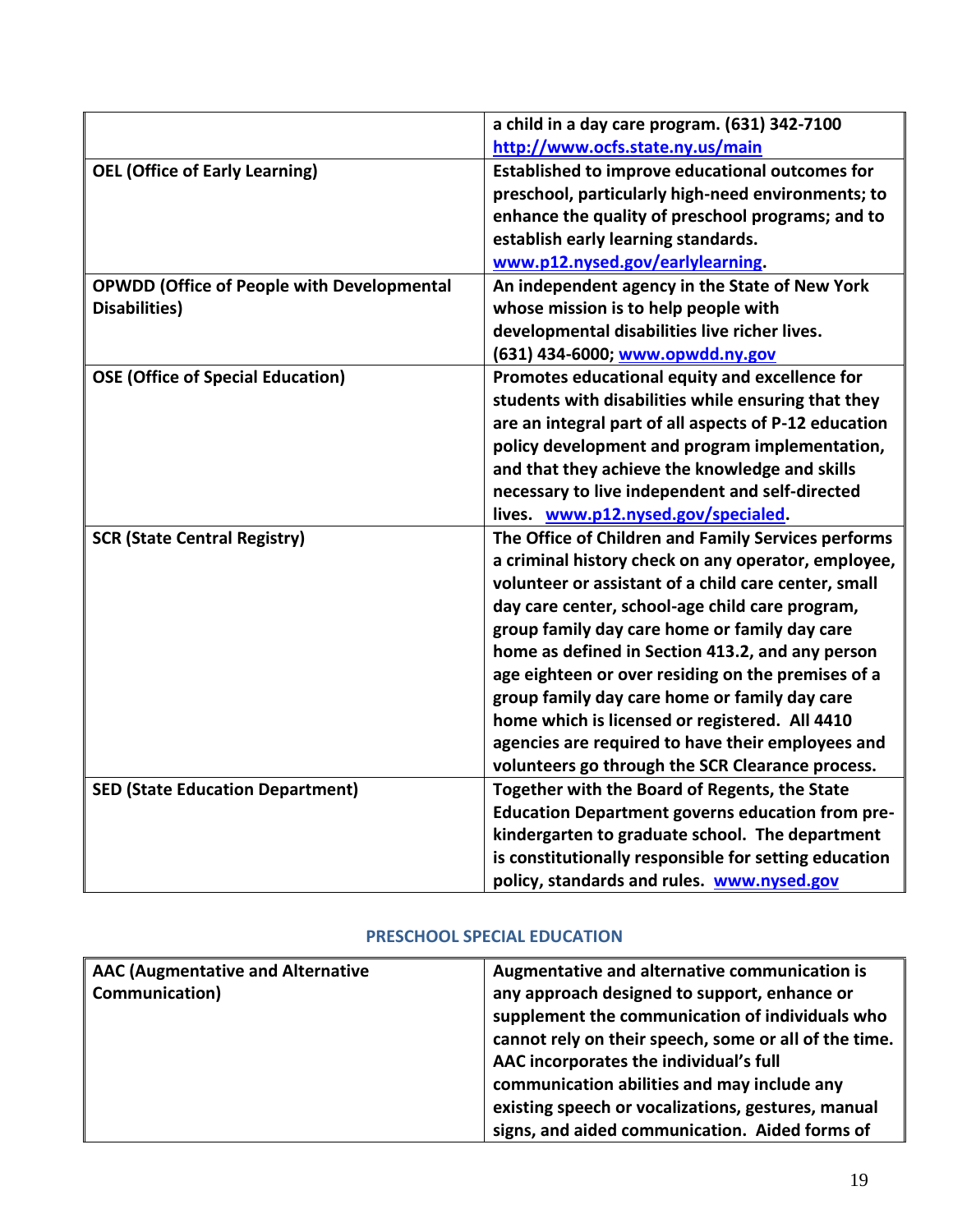| | |
|---|---|
| | a child in a day care program. (631) 342-7100 [http://www.ocfs.state.ny.us/main](http://www.ocfs.state.ny.us/main) |
| **OEL (Office of Early Learning)** | **Established to improve educational outcomes for preschool, particularly high-need environments; to enhance the quality of preschool programs; and to establish early learning standards. [www.p12.nysed.gov/earlylearning](http://www.p12.nysed.gov/earlylearning).** |
| **OPWDD (Office of People with Developmental Disabilities)** | **An independent agency in the State of New York whose mission is to help people with developmental disabilities live richer lives. (631) 434-6000; [www.opwdd.ny.gov](http://www.opwdd.ny.gov)** |
| **OSE (Office of Special Education)** | **Promotes educational equity and excellence for students with disabilities while ensuring that they are an integral part of all aspects of P-12 education policy development and program implementation, and that they achieve the knowledge and skills necessary to live independent and self-directed lives. [www.p12.nysed.gov/specialed](http://www.p12.nysed.gov/specialed).** |
| **SCR (State Central Registry)** | **The Office of Children and Family Services performs a criminal history check on any operator, employee, volunteer or assistant of a child care center, small day care center, school-age child care program, group family day care home or family day care home as defined in Section 413.2, and any person age eighteen or over residing on the premises of a group family day care home or family day care home which is licensed or registered. All 4410 agencies are required to have their employees and volunteers go through the SCR Clearance process.** |
| **SED (State Education Department)** | **Together with the Board of Regents, the State Education Department governs education from pre-kindergarten to graduate school. The department is constitutionally responsible for setting education policy, standards and rules. [www.nysed.gov](http://www.nysed.gov)** |

## PRESCHOOL SPECIAL EDUCATION

| | |
|---|---|
| **AAC (Augmentative and Alternative Communication)** | **Augmentative and alternative communication is any approach designed to support, enhance or supplement the communication of individuals who cannot rely on their speech, some or all of the time. AAC incorporates the individual's full communication abilities and may include any existing speech or vocalizations, gestures, manual signs, and aided communication. Aided forms of** |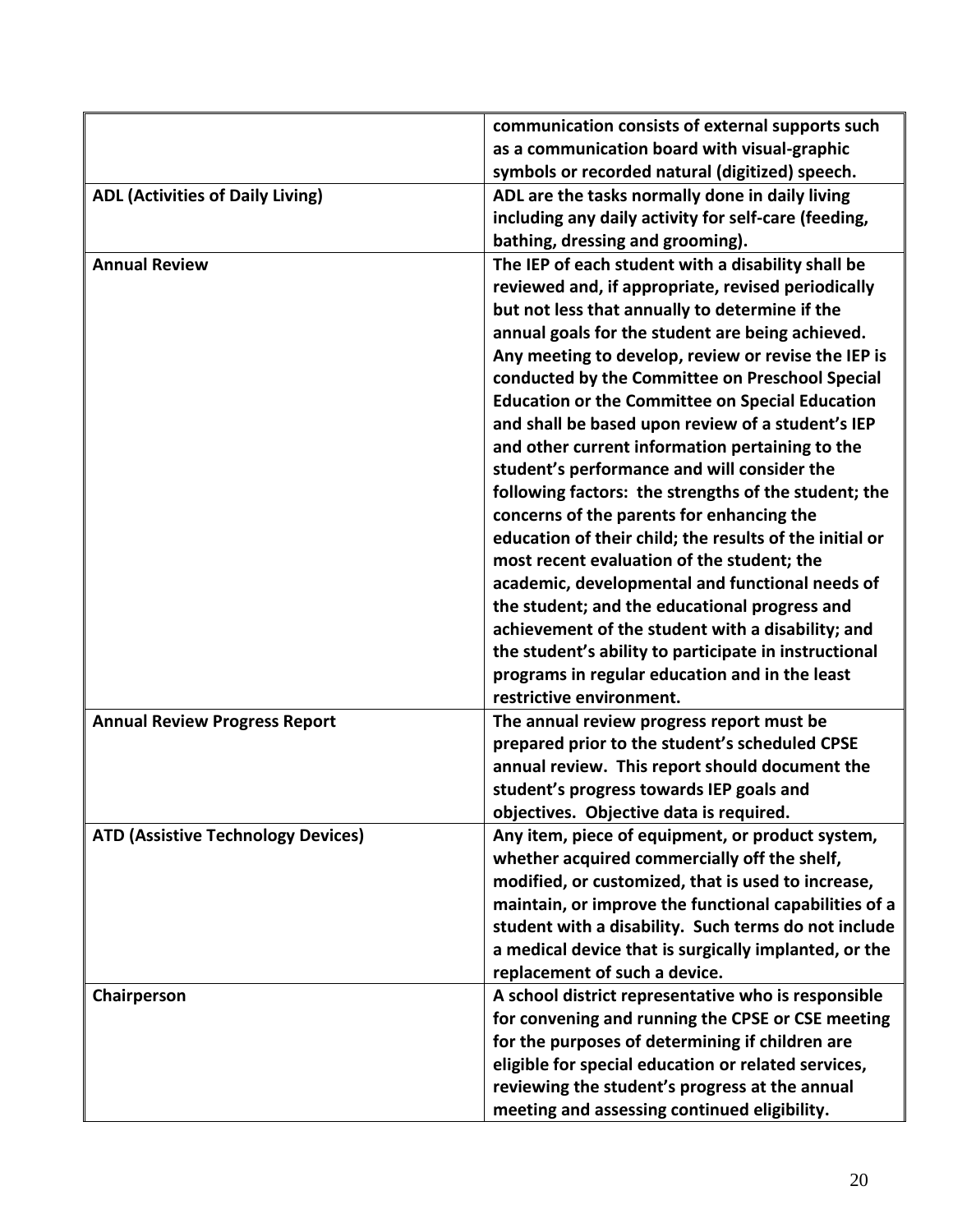| | |
|---|---|
| | **communication consists of external supports such as a communication board with visual-graphic symbols or recorded natural (digitized) speech.** |
| **ADL (Activities of Daily Living)** | **ADL are the tasks normally done in daily living including any daily activity for self-care (feeding, bathing, dressing and grooming).** |
| **Annual Review** | **The IEP of each student with a disability shall be reviewed and, if appropriate, revised periodically but not less that annually to determine if the annual goals for the student are being achieved. Any meeting to develop, review or revise the IEP is conducted by the Committee on Preschool Special Education or the Committee on Special Education and shall be based upon review of a student's IEP and other current information pertaining to the student's performance and will consider the following factors: the strengths of the student; the concerns of the parents for enhancing the education of their child; the results of the initial or most recent evaluation of the student; the academic, developmental and functional needs of the student; and the educational progress and achievement of the student with a disability; and the student's ability to participate in instructional programs in regular education and in the least restrictive environment.** |
| **Annual Review Progress Report** | **The annual review progress report must be prepared prior to the student's scheduled CPSE annual review. This report should document the student's progress towards IEP goals and objectives. Objective data is required.** |
| **ATD (Assistive Technology Devices)** | **Any item, piece of equipment, or product system, whether acquired commercially off the shelf, modified, or customized, that is used to increase, maintain, or improve the functional capabilities of a student with a disability. Such terms do not include a medical device that is surgically implanted, or the replacement of such a device.** |
| **Chairperson** | **A school district representative who is responsible for convening and running the CPSE or CSE meeting for the purposes of determining if children are eligible for special education or related services, reviewing the student's progress at the annual meeting and assessing continued eligibility.** |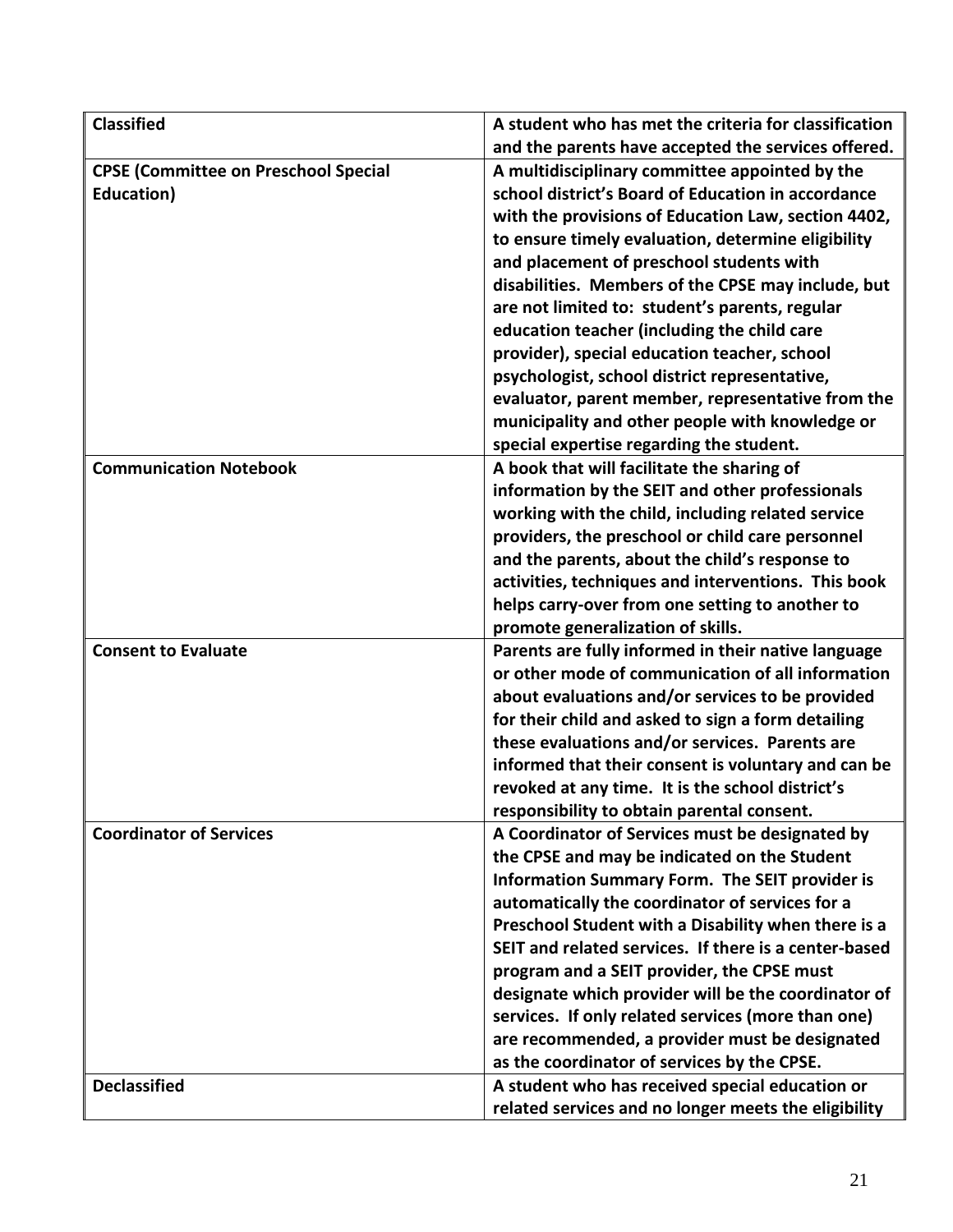| | |
|---|---|
| **Classified** | **A student who has met the criteria for classification and the parents have accepted the services offered.** |
| **CPSE (Committee on Preschool Special Education)** | **A multidisciplinary committee appointed by the school district's Board of Education in accordance with the provisions of Education Law, section 4402, to ensure timely evaluation, determine eligibility and placement of preschool students with disabilities. Members of the CPSE may include, but are not limited to: student's parents, regular education teacher (including the child care provider), special education teacher, school psychologist, school district representative, evaluator, parent member, representative from the municipality and other people with knowledge or special expertise regarding the student.** |
| **Communication Notebook** | **A book that will facilitate the sharing of information by the SEIT and other professionals working with the child, including related service providers, the preschool or child care personnel and the parents, about the child's response to activities, techniques and interventions. This book helps carry-over from one setting to another to promote generalization of skills.** |
| **Consent to Evaluate** | **Parents are fully informed in their native language or other mode of communication of all information about evaluations and/or services to be provided for their child and asked to sign a form detailing these evaluations and/or services. Parents are informed that their consent is voluntary and can be revoked at any time. It is the school district's responsibility to obtain parental consent.** |
| **Coordinator of Services** | **A Coordinator of Services must be designated by the CPSE and may be indicated on the Student Information Summary Form. The SEIT provider is automatically the coordinator of services for a Preschool Student with a Disability when there is a SEIT and related services. If there is a center-based program and a SEIT provider, the CPSE must designate which provider will be the coordinator of services. If only related services (more than one) are recommended, a provider must be designated as the coordinator of services by the CPSE.** |
| **Declassified** | **A student who has received special education or related services and no longer meets the eligibility** |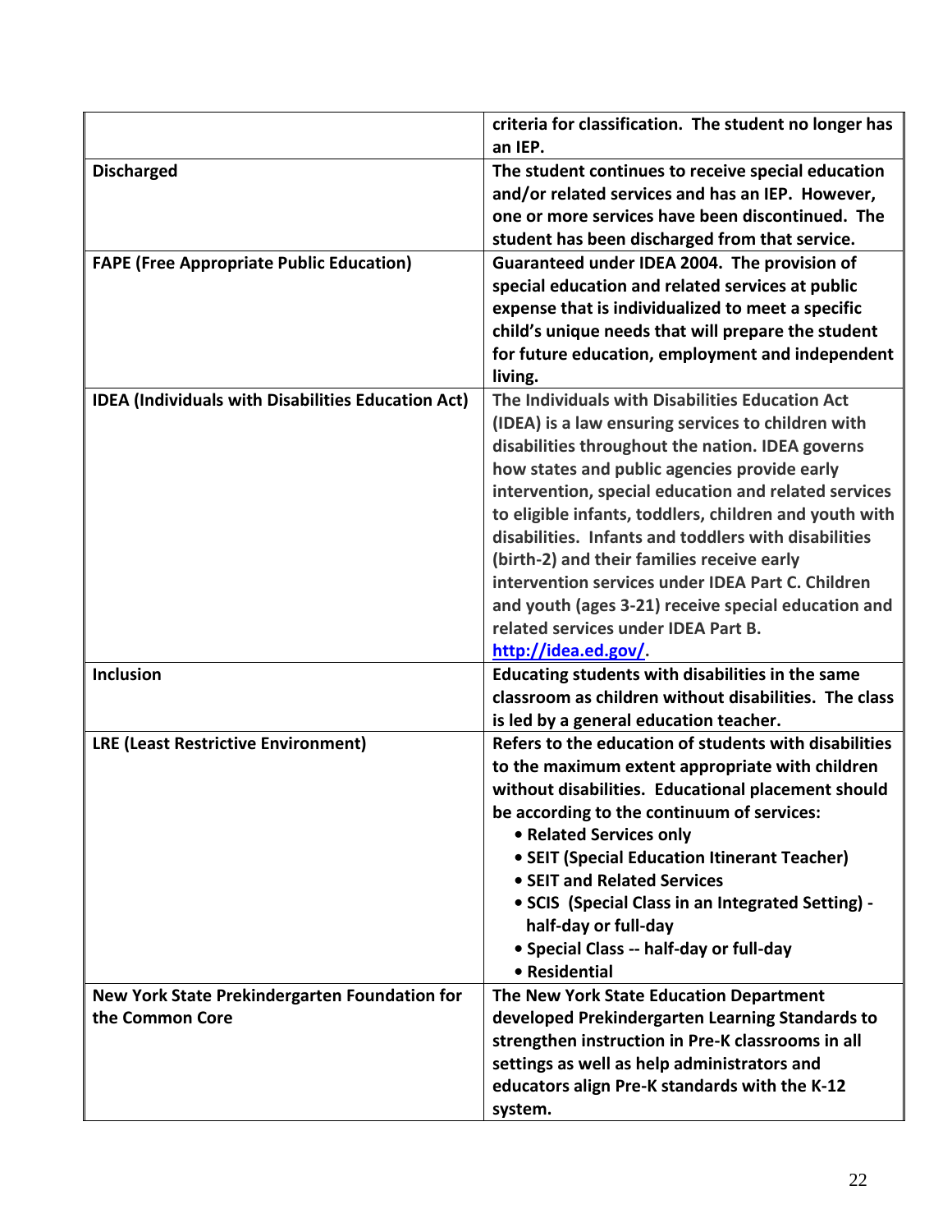| | |
|---|---|
| | **criteria for classification. The student no longer has an IEP.** |
| **Discharged** | **The student continues to receive special education and/or related services and has an IEP. However, one or more services have been discontinued. The student has been discharged from that service.** |
| **FAPE (Free Appropriate Public Education)** | **Guaranteed under IDEA 2004. The provision of special education and related services at public expense that is individualized to meet a specific child's unique needs that will prepare the student for future education, employment and independent living.** |
| **IDEA (Individuals with Disabilities Education Act)** | **The Individuals with Disabilities Education Act (IDEA) is a law ensuring services to children with disabilities throughout the nation. IDEA governs how states and public agencies provide early intervention, special education and related services to eligible infants, toddlers, children and youth with disabilities. Infants and toddlers with disabilities (birth-2) and their families receive early intervention services under IDEA Part C. Children and youth (ages 3-21) receive special education and related services under IDEA Part B. [http://idea.ed.gov/](http://idea.ed.gov/).** |
| **Inclusion** | **Educating students with disabilities in the same classroom as children without disabilities. The class is led by a general education teacher.** |
| **LRE (Least Restrictive Environment)** | **Refers to the education of students with disabilities to the maximum extent appropriate with children without disabilities. Educational placement should be according to the continuum of services:**<br>**• Related Services only**<br>**• SEIT (Special Education Itinerant Teacher)**<br>**• SEIT and Related Services**<br>**• SCIS (Special Class in an Integrated Setting) - half-day or full-day**<br>**• Special Class -- half-day or full-day**<br>**• Residential** |
| **New York State Prekindergarten Foundation for the Common Core** | **The New York State Education Department developed Prekindergarten Learning Standards to strengthen instruction in Pre-K classrooms in all settings as well as help administrators and educators align Pre-K standards with the K-12 system.** |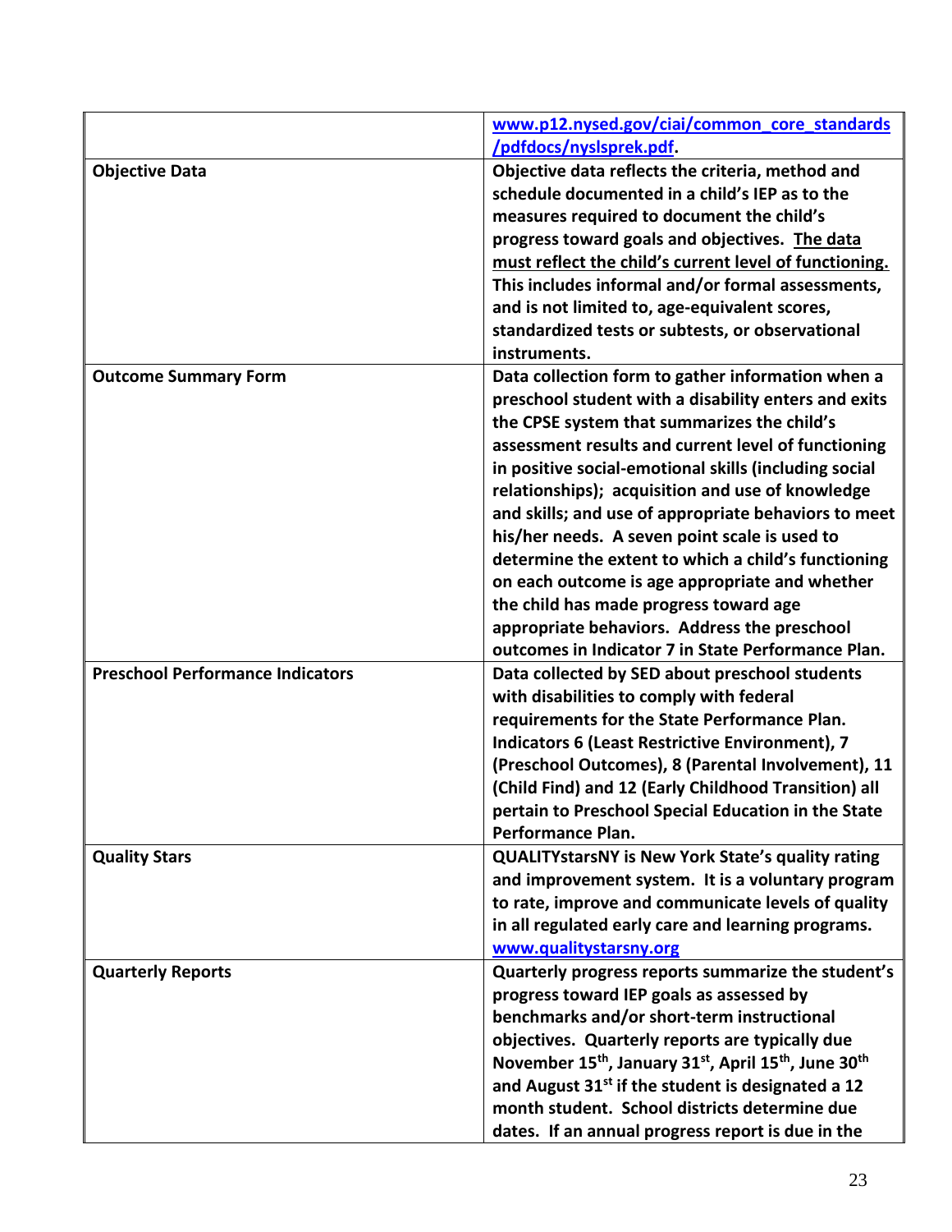| | |
|---|---|
| | www.p12.nysed.gov/ciai/common_core_standards/pdfdocs/nyslsprek.pdf. |
| **Objective Data** | **Objective data reflects the criteria, method and schedule documented in a child's IEP as to the measures required to document the child's progress toward goals and objectives. The data must reflect the child's current level of functioning. This includes informal and/or formal assessments, and is not limited to, age-equivalent scores, standardized tests or subtests, or observational instruments.** |
| **Outcome Summary Form** | **Data collection form to gather information when a preschool student with a disability enters and exits the CPSE system that summarizes the child's assessment results and current level of functioning in positive social-emotional skills (including social relationships); acquisition and use of knowledge and skills; and use of appropriate behaviors to meet his/her needs. A seven point scale is used to determine the extent to which a child's functioning on each outcome is age appropriate and whether the child has made progress toward age appropriate behaviors. Address the preschool outcomes in Indicator 7 in State Performance Plan.** |
| **Preschool Performance Indicators** | **Data collected by SED about preschool students with disabilities to comply with federal requirements for the State Performance Plan. Indicators 6 (Least Restrictive Environment), 7 (Preschool Outcomes), 8 (Parental Involvement), 11 (Child Find) and 12 (Early Childhood Transition) all pertain to Preschool Special Education in the State Performance Plan.** |
| **Quality Stars** | **QUALITYstarsNY is New York State's quality rating and improvement system. It is a voluntary program to rate, improve and communicate levels of quality in all regulated early care and learning programs.** www.qualitystarsny.org |
| **Quarterly Reports** | **Quarterly progress reports summarize the student's progress toward IEP goals as assessed by benchmarks and/or short-term instructional objectives. Quarterly reports are typically due November 15th, January 31st, April 15th, June 30th and August 31st if the student is designated a 12 month student. School districts determine due dates. If an annual progress report is due in the** |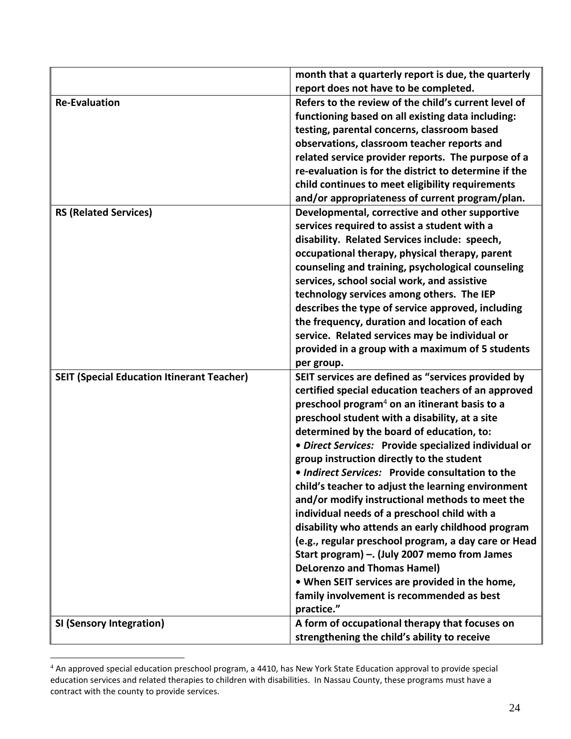| | |
|---|---|
| | **month that a quarterly report is due, the quarterly report does not have to be completed.** |
| **Re-Evaluation** | **Refers to the review of the child's current level of functioning based on all existing data including: testing, parental concerns, classroom based observations, classroom teacher reports and related service provider reports. The purpose of a re-evaluation is for the district to determine if the child continues to meet eligibility requirements and/or appropriateness of current program/plan.** |
| **RS (Related Services)** | **Developmental, corrective and other supportive services required to assist a student with a disability. Related Services include: speech, occupational therapy, physical therapy, parent counseling and training, psychological counseling services, school social work, and assistive technology services among others. The IEP describes the type of service approved, including the frequency, duration and location of each service. Related services may be individual or provided in a group with a maximum of 5 students per group.** |
| **SEIT (Special Education Itinerant Teacher)** | **SEIT services are defined as "services provided by certified special education teachers of an approved preschool program[4] on an itinerant basis to a preschool student with a disability, at a site determined by the board of education, to:**<br>**• *Direct Services:* Provide specialized individual or group instruction directly to the student**<br>**• *Indirect Services:* Provide consultation to the child's teacher to adjust the learning environment and/or modify instructional methods to meet the individual needs of a preschool child with a disability who attends an early childhood program (e.g., regular preschool program, a day care or Head Start program) –. (July 2007 memo from James DeLorenzo and Thomas Hamel)**<br>**• When SEIT services are provided in the home, family involvement is recommended as best practice."** |
| **SI (Sensory Integration)** | **A form of occupational therapy that focuses on strengthening the child's ability to receive** |

[4] An approved special education preschool program, a 4410, has New York State Education approval to provide special education services and related therapies to children with disabilities. In Nassau County, these programs must have a contract with the county to provide services.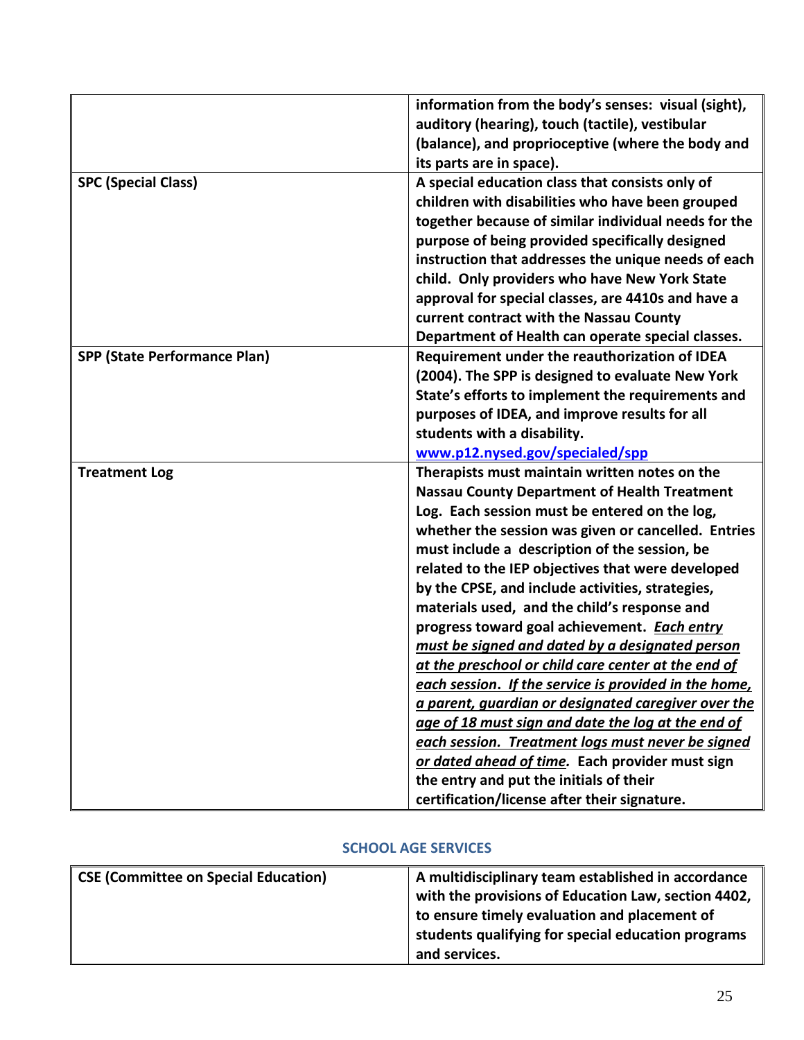| | |
|---|---|
| | **information from the body's senses: visual (sight), auditory (hearing), touch (tactile), vestibular (balance), and proprioceptive (where the body and its parts are in space).** |
| **SPC (Special Class)** | **A special education class that consists only of children with disabilities who have been grouped together because of similar individual needs for the purpose of being provided specifically designed instruction that addresses the unique needs of each child. Only providers who have New York State approval for special classes, are 4410s and have a current contract with the Nassau County Department of Health can operate special classes.** |
| **SPP (State Performance Plan)** | **Requirement under the reauthorization of IDEA (2004). The SPP is designed to evaluate New York State's efforts to implement the requirements and purposes of IDEA, and improve results for all students with a disability.** **www.p12.nysed.gov/specialed/spp** |
| **Treatment Log** | **Therapists must maintain written notes on the Nassau County Department of Health Treatment Log. Each session must be entered on the log, whether the session was given or cancelled. Entries must include a description of the session, be related to the IEP objectives that were developed by the CPSE, and include activities, strategies, materials used, and the child's response and progress toward goal achievement.** ***Each entry must be signed and dated by a designated person at the preschool or child care center at the end of each session. If the service is provided in the home, a parent, guardian or designated caregiver over the age of 18 must sign and date the log at the end of each session. Treatment logs must never be signed or dated ahead of time.*** **Each provider must sign the entry and put the initials of their certification/license after their signature.** |

## SCHOOL AGE SERVICES

| | |
|---|---|
| **CSE (Committee on Special Education)** | **A multidisciplinary team established in accordance with the provisions of Education Law, section 4402, to ensure timely evaluation and placement of students qualifying for special education programs and services.** |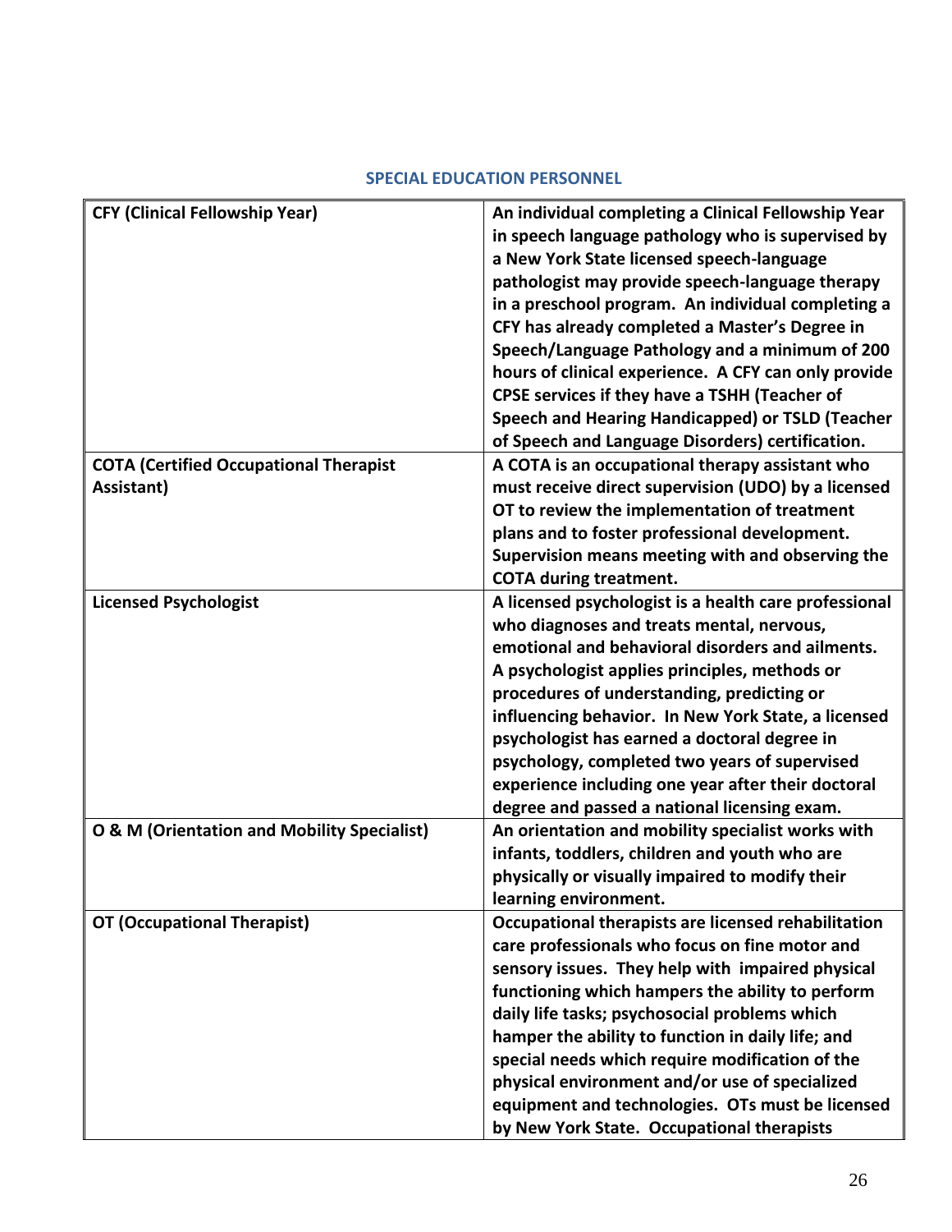## SPECIAL EDUCATION PERSONNEL

| | |
|---|---|
| **CFY (Clinical Fellowship Year)** | **An individual completing a Clinical Fellowship Year in speech language pathology who is supervised by a New York State licensed speech-language pathologist may provide speech-language therapy in a preschool program. An individual completing a CFY has already completed a Master's Degree in Speech/Language Pathology and a minimum of 200 hours of clinical experience. A CFY can only provide CPSE services if they have a TSHH (Teacher of Speech and Hearing Handicapped) or TSLD (Teacher of Speech and Language Disorders) certification.** |
| **COTA (Certified Occupational Therapist Assistant)** | **A COTA is an occupational therapy assistant who must receive direct supervision (UDO) by a licensed OT to review the implementation of treatment plans and to foster professional development. Supervision means meeting with and observing the COTA during treatment.** |
| **Licensed Psychologist** | **A licensed psychologist is a health care professional who diagnoses and treats mental, nervous, emotional and behavioral disorders and ailments. A psychologist applies principles, methods or procedures of understanding, predicting or influencing behavior. In New York State, a licensed psychologist has earned a doctoral degree in psychology, completed two years of supervised experience including one year after their doctoral degree and passed a national licensing exam.** |
| **O & M (Orientation and Mobility Specialist)** | **An orientation and mobility specialist works with infants, toddlers, children and youth who are physically or visually impaired to modify their learning environment.** |
| **OT (Occupational Therapist)** | **Occupational therapists are licensed rehabilitation care professionals who focus on fine motor and sensory issues. They help with impaired physical functioning which hampers the ability to perform daily life tasks; psychosocial problems which hamper the ability to function in daily life; and special needs which require modification of the physical environment and/or use of specialized equipment and technologies. OTs must be licensed by New York State. Occupational therapists** |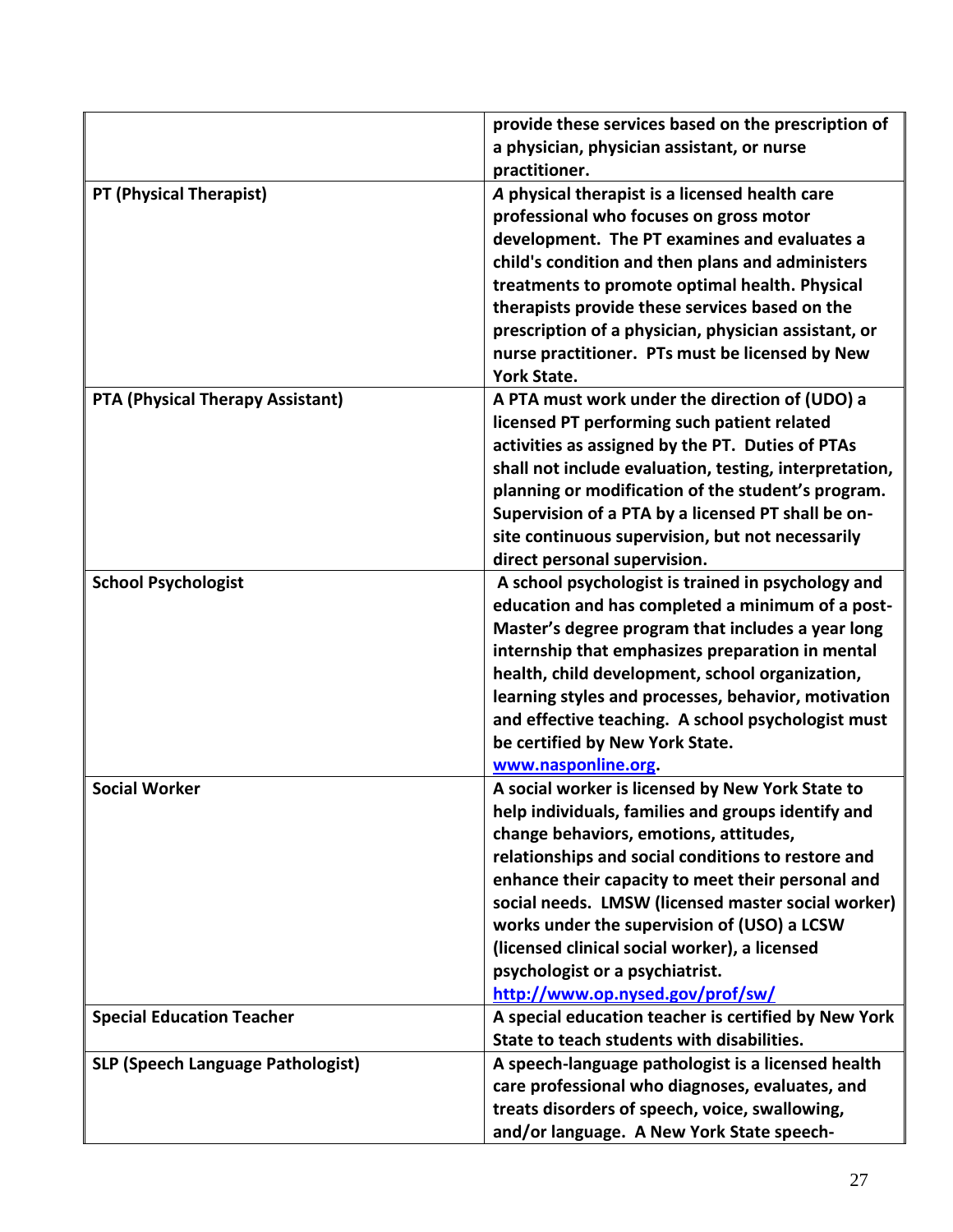| | |
|---|---|
| | **provide these services based on the prescription of a physician, physician assistant, or nurse practitioner.** |
| **PT (Physical Therapist)** | ***A*** **physical therapist is a licensed health care professional who focuses on gross motor development. The PT examines and evaluates a child's condition and then plans and administers treatments to promote optimal health. Physical therapists provide these services based on the prescription of a physician, physician assistant, or nurse practitioner. PTs must be licensed by New York State.** |
| **PTA (Physical Therapy Assistant)** | **A PTA must work under the direction of (UDO) a licensed PT performing such patient related activities as assigned by the PT. Duties of PTAs shall not include evaluation, testing, interpretation, planning or modification of the student's program. Supervision of a PTA by a licensed PT shall be on-site continuous supervision, but not necessarily direct personal supervision.** |
| **School Psychologist** | **A school psychologist is trained in psychology and education and has completed a minimum of a post-Master's degree program that includes a year long internship that emphasizes preparation in mental health, child development, school organization, learning styles and processes, behavior, motivation and effective teaching. A school psychologist must be certified by New York State. [www.nasponline.org](http://www.nasponline.org).** |
| **Social Worker** | **A social worker is licensed by New York State to help individuals, families and groups identify and change behaviors, emotions, attitudes, relationships and social conditions to restore and enhance their capacity to meet their personal and social needs. LMSW (licensed master social worker) works under the supervision of (USO) a LCSW (licensed clinical social worker), a licensed psychologist or a psychiatrist. [http://www.op.nysed.gov/prof/sw/](http://www.op.nysed.gov/prof/sw/)** |
| **Special Education Teacher** | **A special education teacher is certified by New York State to teach students with disabilities.** |
| **SLP (Speech Language Pathologist)** | **A speech-language pathologist is a licensed health care professional who diagnoses, evaluates, and treats disorders of speech, voice, swallowing, and/or language. A New York State speech-** |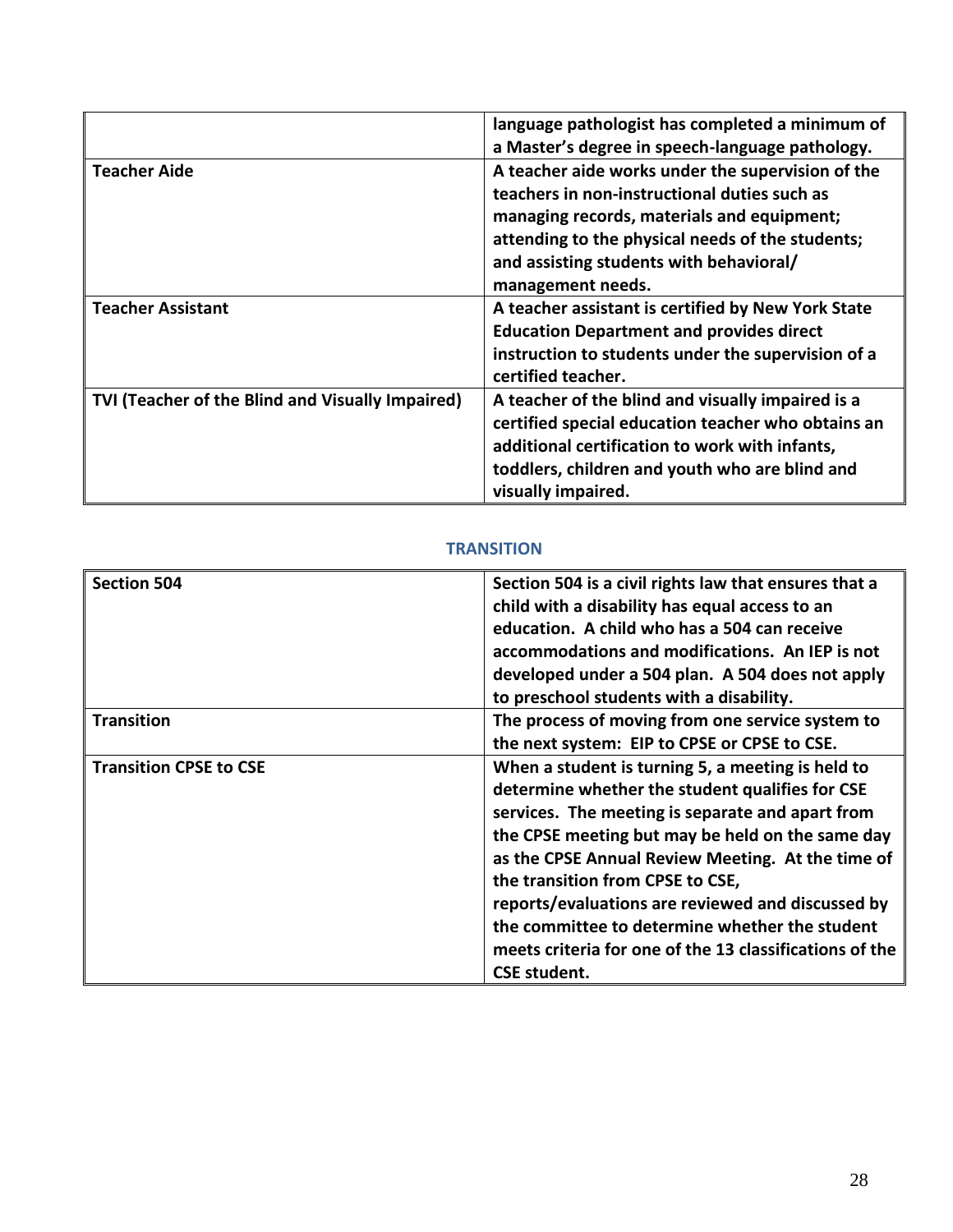| | |
|---|---|
| | **language pathologist has completed a minimum of a Master's degree in speech-language pathology.** |
| **Teacher Aide** | **A teacher aide works under the supervision of the teachers in non-instructional duties such as managing records, materials and equipment; attending to the physical needs of the students; and assisting students with behavioral/ management needs.** |
| **Teacher Assistant** | **A teacher assistant is certified by New York State Education Department and provides direct instruction to students under the supervision of a certified teacher.** |
| **TVI (Teacher of the Blind and Visually Impaired)** | **A teacher of the blind and visually impaired is a certified special education teacher who obtains an additional certification to work with infants, toddlers, children and youth who are blind and visually impaired.** |

## TRANSITION

| | |
|---|---|
| **Section 504** | **Section 504 is a civil rights law that ensures that a child with a disability has equal access to an education. A child who has a 504 can receive accommodations and modifications. An IEP is not developed under a 504 plan. A 504 does not apply to preschool students with a disability.** |
| **Transition** | **The process of moving from one service system to the next system: EIP to CPSE or CPSE to CSE.** |
| **Transition CPSE to CSE** | **When a student is turning 5, a meeting is held to determine whether the student qualifies for CSE services. The meeting is separate and apart from the CPSE meeting but may be held on the same day as the CPSE Annual Review Meeting. At the time of the transition from CPSE to CSE, reports/evaluations are reviewed and discussed by the committee to determine whether the student meets criteria for one of the 13 classifications of the CSE student.** |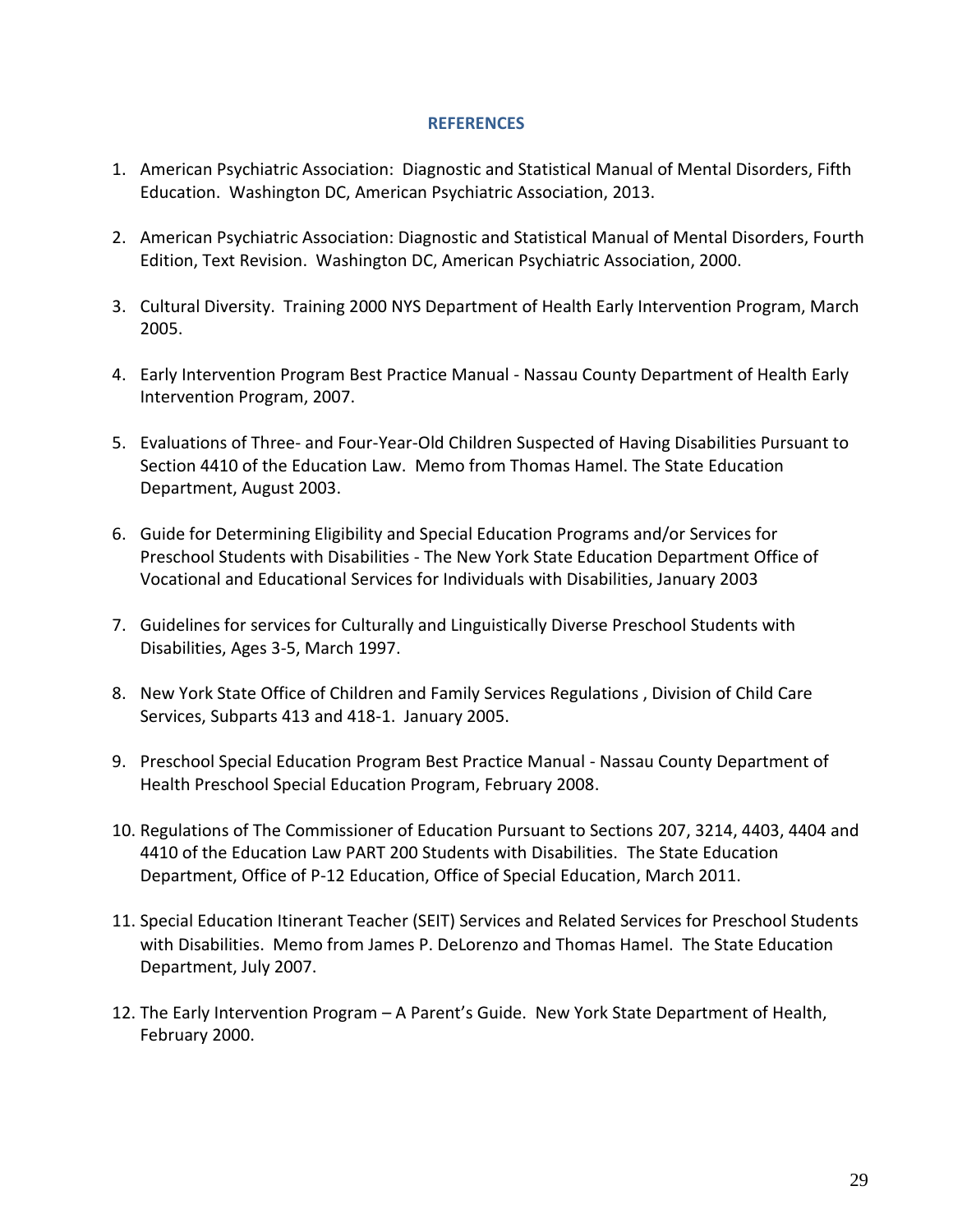## REFERENCES

1. American Psychiatric Association: Diagnostic and Statistical Manual of Mental Disorders, Fifth Education. Washington DC, American Psychiatric Association, 2013.

2. American Psychiatric Association: Diagnostic and Statistical Manual of Mental Disorders, Fourth Edition, Text Revision. Washington DC, American Psychiatric Association, 2000.

3. Cultural Diversity. Training 2000 NYS Department of Health Early Intervention Program, March 2005.

4. Early Intervention Program Best Practice Manual - Nassau County Department of Health Early Intervention Program, 2007.

5. Evaluations of Three- and Four-Year-Old Children Suspected of Having Disabilities Pursuant to Section 4410 of the Education Law. Memo from Thomas Hamel. The State Education Department, August 2003.

6. Guide for Determining Eligibility and Special Education Programs and/or Services for Preschool Students with Disabilities - The New York State Education Department Office of Vocational and Educational Services for Individuals with Disabilities, January 2003

7. Guidelines for services for Culturally and Linguistically Diverse Preschool Students with Disabilities, Ages 3-5, March 1997.

8. New York State Office of Children and Family Services Regulations , Division of Child Care Services, Subparts 413 and 418-1. January 2005.

9. Preschool Special Education Program Best Practice Manual - Nassau County Department of Health Preschool Special Education Program, February 2008.

10. Regulations of The Commissioner of Education Pursuant to Sections 207, 3214, 4403, 4404 and 4410 of the Education Law PART 200 Students with Disabilities. The State Education Department, Office of P-12 Education, Office of Special Education, March 2011.

11. Special Education Itinerant Teacher (SEIT) Services and Related Services for Preschool Students with Disabilities. Memo from James P. DeLorenzo and Thomas Hamel. The State Education Department, July 2007.

12. The Early Intervention Program – A Parent's Guide. New York State Department of Health, February 2000.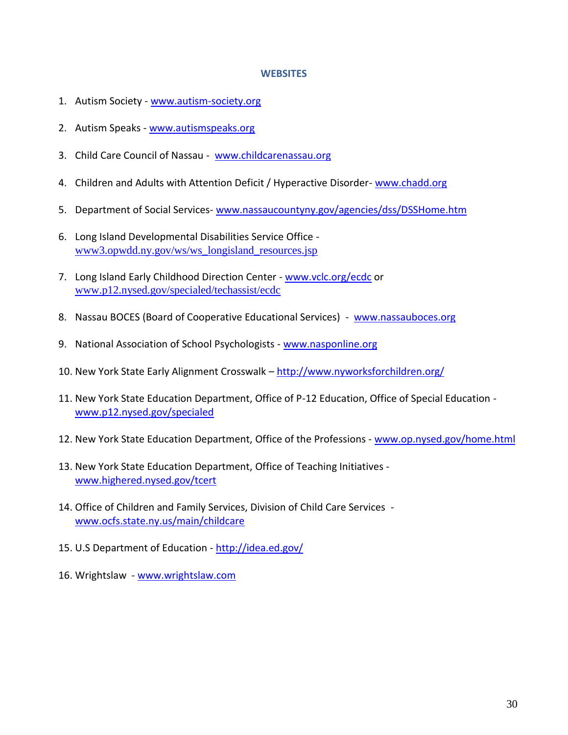## WEBSITES

1. Autism Society - www.autism-society.org
2. Autism Speaks - www.autismspeaks.org
3. Child Care Council of Nassau - www.childcarenassau.org
4. Children and Adults with Attention Deficit / Hyperactive Disorder- www.chadd.org
5. Department of Social Services- www.nassaucountyny.gov/agencies/dss/DSSHome.htm
6. Long Island Developmental Disabilities Service Office - www3.opwdd.ny.gov/ws/ws_longisland_resources.jsp
7. Long Island Early Childhood Direction Center - www.vclc.org/ecdc or www.p12.nysed.gov/specialed/techassist/ecdc
8. Nassau BOCES (Board of Cooperative Educational Services) - www.nassauboces.org
9. National Association of School Psychologists - www.nasponline.org
10. New York State Early Alignment Crosswalk – http://www.nyworksforchildren.org/
11. New York State Education Department, Office of P-12 Education, Office of Special Education - www.p12.nysed.gov/specialed
12. New York State Education Department, Office of the Professions - www.op.nysed.gov/home.html
13. New York State Education Department, Office of Teaching Initiatives - www.highered.nysed.gov/tcert
14. Office of Children and Family Services, Division of Child Care Services - www.ocfs.state.ny.us/main/childcare
15. U.S Department of Education - http://idea.ed.gov/
16. Wrightslaw - www.wrightslaw.com